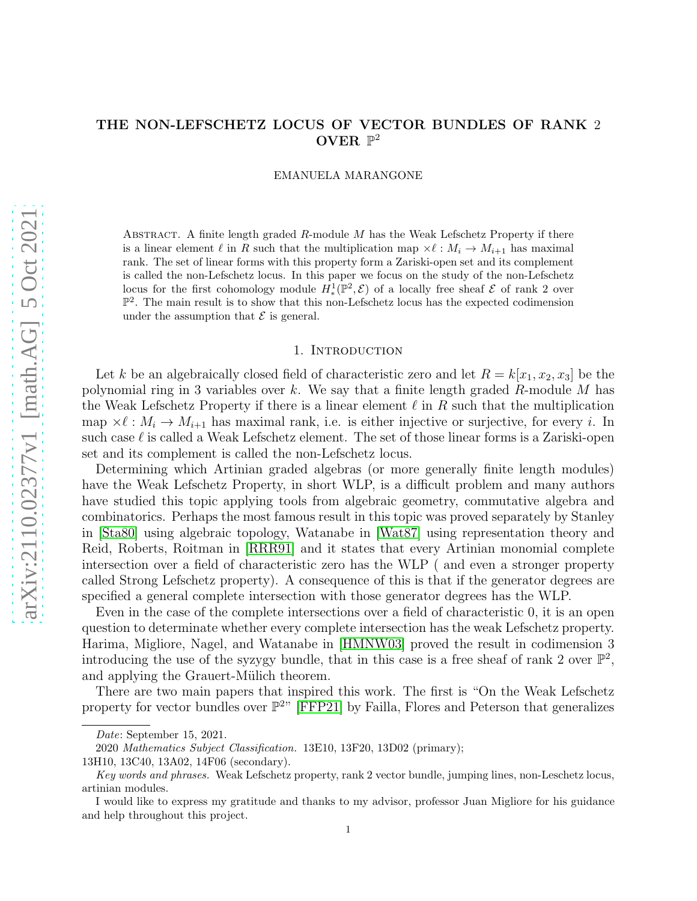# THE NON-LEFSCHETZ LOCUS OF VECTOR BUNDLES OF RANK 2 OVER $\mathbb{P}^2$

EMANUELA MARANGONE

Abstract. A finite length graded $R$-module $M$ has the Weak Lefschetz Property if there is a linear element $\ell$ in $R$ such that the multiplication map $\times\ell : M_i \to M_{i+1}$ has maximal rank. The set of linear forms with this property form a Zariski-open set and its complement is called the non-Lefschetz locus. In this paper we focus on the study of the non-Lefschetz locus for the first cohomology module $H^1_*(\mathbb{P}^2, \mathcal{E})$ of a locally free sheaf $\mathcal{E}$ of rank 2 over $\mathbb{P}^2$. The main result is to show that this non-Lefschetz locus has the expected codimension under the assumption that $\mathcal{E}$ is general.

## 1. Introduction

Let $k$ be an algebraically closed field of characteristic zero and let $R = k[x_1, x_2, x_3]$ be the polynomial ring in 3 variables over $k$. We say that a finite length graded $R$-module $M$ has the Weak Lefschetz Property if there is a linear element $\ell$ in $R$ such that the multiplication map $\times\ell : M_i \to M_{i+1}$ has maximal rank, i.e. is either injective or surjective, for every $i$. In such case $\ell$ is called a Weak Lefschetz element. The set of those linear forms is a Zariski-open set and its complement is called the non-Lefschetz locus.

Determining which Artinian graded algebras (or more generally finite length modules) have the Weak Lefschetz Property, in short WLP, is a difficult problem and many authors have studied this topic applying tools from algebraic geometry, commutative algebra and combinatorics. Perhaps the most famous result in this topic was proved separately by Stanley in [Sta80] using algebraic topology, Watanabe in [Wat87] using representation theory and Reid, Roberts, Roitman in [RRR91] and it states that every Artinian monomial complete intersection over a field of characteristic zero has the WLP ( and even a stronger property called Strong Lefschetz property). A consequence of this is that if the generator degrees are specified a general complete intersection with those generator degrees has the WLP.

Even in the case of the complete intersections over a field of characteristic 0, it is an open question to determinate whether every complete intersection has the weak Lefschetz property. Harima, Migliore, Nagel, and Watanabe in [HMNW03] proved the result in codimension 3 introducing the use of the syzygy bundle, that in this case is a free sheaf of rank 2 over $\mathbb{P}^2$, and applying the Grauert-Mülich theorem.

There are two main papers that inspired this work. The first is "On the Weak Lefschetz property for vector bundles over $\mathbb{P}^2$" [FFP21] by Failla, Flores and Peterson that generalizes

*Date*: September 15, 2021.

2020 *Mathematics Subject Classification.* 13E10, 13F20, 13D02 (primary); 13H10, 13C40, 13A02, 14F06 (secondary).

*Key words and phrases.* Weak Lefschetz property, rank 2 vector bundle, jumping lines, non-Leschetz locus, artinian modules.

I would like to express my gratitude and thanks to my advisor, professor Juan Migliore for his guidance and help throughout this project.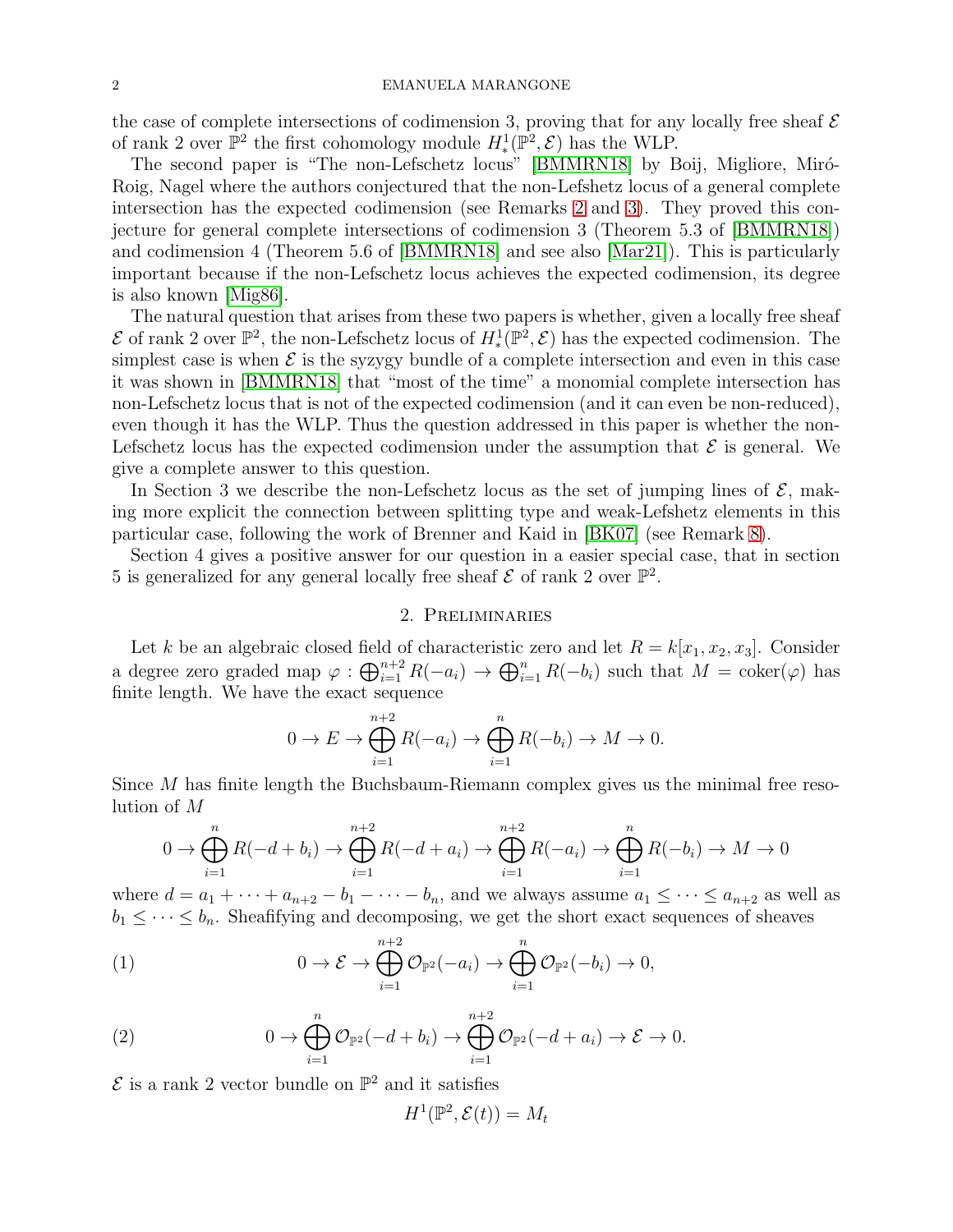the case of complete intersections of codimension 3, proving that for any locally free sheaf $\mathcal{E}$ of rank 2 over $\mathbb{P}^2$ the first cohomology module $H^1_*(\mathbb{P}^2, \mathcal{E})$ has the WLP.

The second paper is "The non-Lefschetz locus" [BMMRN18] by Boij, Migliore, Miró-Roig, Nagel where the authors conjectured that the non-Lefshetz locus of a general complete intersection has the expected codimension (see Remarks 2 and 3). They proved this conjecture for general complete intersections of codimension 3 (Theorem 5.3 of [BMMRN18]) and codimension 4 (Theorem 5.6 of [BMMRN18] and see also [Mar21]). This is particularly important because if the non-Lefschetz locus achieves the expected codimension, its degree is also known [Mig86].

The natural question that arises from these two papers is whether, given a locally free sheaf $\mathcal{E}$ of rank 2 over $\mathbb{P}^2$, the non-Lefschetz locus of $H^1_*(\mathbb{P}^2, \mathcal{E})$ has the expected codimension. The simplest case is when $\mathcal{E}$ is the syzygy bundle of a complete intersection and even in this case it was shown in [BMMRN18] that "most of the time" a monomial complete intersection has non-Lefschetz locus that is not of the expected codimension (and it can even be non-reduced), even though it has the WLP. Thus the question addressed in this paper is whether the non-Lefschetz locus has the expected codimension under the assumption that $\mathcal{E}$ is general. We give a complete answer to this question.

In Section 3 we describe the non-Lefschetz locus as the set of jumping lines of $\mathcal{E}$, making more explicit the connection between splitting type and weak-Lefshetz elements in this particular case, following the work of Brenner and Kaid in [BK07] (see Remark 8).

Section 4 gives a positive answer for our question in a easier special case, that in section 5 is generalized for any general locally free sheaf $\mathcal{E}$ of rank 2 over $\mathbb{P}^2$.

## 2. Preliminaries

Let $k$ be an algebraic closed field of characteristic zero and let $R = k[x_1, x_2, x_3]$. Consider a degree zero graded map $\varphi : \bigoplus_{i=1}^{n+2} R(-a_i) \to \bigoplus_{i=1}^{n} R(-b_i)$ such that $M = \operatorname{coker}(\varphi)$ has finite length. We have the exact sequence

$$0 \to E \to \bigoplus_{i=1}^{n+2} R(-a_i) \to \bigoplus_{i=1}^{n} R(-b_i) \to M \to 0.$$

Since $M$ has finite length the Buchsbaum-Riemann complex gives us the minimal free resolution of $M$

$$0 \to \bigoplus_{i=1}^{n} R(-d+b_i) \to \bigoplus_{i=1}^{n+2} R(-d+a_i) \to \bigoplus_{i=1}^{n+2} R(-a_i) \to \bigoplus_{i=1}^{n} R(-b_i) \to M \to 0$$

where $d = a_1 + \cdots + a_{n+2} - b_1 - \cdots - b_n$, and we always assume $a_1 \leq \cdots \leq a_{n+2}$ as well as $b_1 \leq \cdots \leq b_n$. Sheafifying and decomposing, we get the short exact sequences of sheaves

$$0 \to \mathcal{E} \to \bigoplus_{i=1}^{n+2} \mathcal{O}_{\mathbb{P}^2}(-a_i) \to \bigoplus_{i=1}^{n} \mathcal{O}_{\mathbb{P}^2}(-b_i) \to 0, \tag{1}$$

$$0 \to \bigoplus_{i=1}^{n} \mathcal{O}_{\mathbb{P}^2}(-d+b_i) \to \bigoplus_{i=1}^{n+2} \mathcal{O}_{\mathbb{P}^2}(-d+a_i) \to \mathcal{E} \to 0. \tag{2}$$

$\mathcal{E}$ is a rank 2 vector bundle on $\mathbb{P}^2$ and it satisfies

$$H^1(\mathbb{P}^2, \mathcal{E}(t)) = M_t$$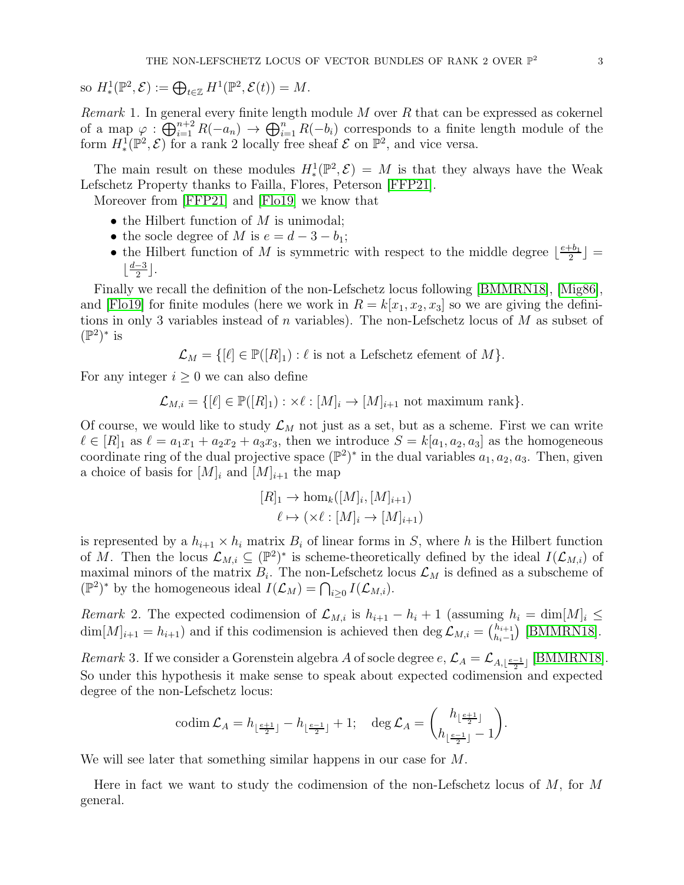so $H^1_*(\mathbb{P}^2, \mathcal{E}) := \bigoplus_{t\in\mathbb{Z}} H^1(\mathbb{P}^2, \mathcal{E}(t)) = M$.

*Remark* 1. In general every finite length module $M$ over $R$ that can be expressed as cokernel of a map $\varphi : \bigoplus_{i=1}^{n+2} R(-a_n) \to \bigoplus_{i=1}^{n} R(-b_i)$ corresponds to a finite length module of the form $H^1_*(\mathbb{P}^2, \mathcal{E})$ for a rank 2 locally free sheaf $\mathcal{E}$ on $\mathbb{P}^2$, and vice versa.

The main result on these modules $H^1_*(\mathbb{P}^2, \mathcal{E}) = M$ is that they always have the Weak Lefschetz Property thanks to Failla, Flores, Peterson [FFP21].

Moreover from [FFP21] and [Flo19] we know that

- the Hilbert function of $M$ is unimodal;
- the socle degree of $M$ is $e = d - 3 - b_1$;
- the Hilbert function of $M$ is symmetric with respect to the middle degree $\lfloor \frac{e+b_1}{2} \rfloor = \lfloor \frac{d-3}{2} \rfloor$.

Finally we recall the definition of the non-Lefschetz locus following [BMMRN18], [Mig86], and [Flo19] for finite modules (here we work in $R = k[x_1, x_2, x_3]$ so we are giving the definitions in only 3 variables instead of $n$ variables). The non-Lefschetz locus of $M$ as subset of $(\mathbb{P}^2)^*$ is

$$\mathcal{L}_M = \{[\ell] \in \mathbb{P}([R]_1) : \ell \text{ is not a Lefschetz efement of } M\}.$$

For any integer $i \geq 0$ we can also define

$$\mathcal{L}_{M,i} = \{[\ell] \in \mathbb{P}([R]_1) : \times\ell : [M]_i \to [M]_{i+1} \text{ not maximum rank}\}.$$

Of course, we would like to study $\mathcal{L}_M$ not just as a set, but as a scheme. First we can write $\ell \in [R]_1$ as $\ell = a_1x_1 + a_2x_2 + a_3x_3$, then we introduce $S = k[a_1, a_2, a_3]$ as the homogeneous coordinate ring of the dual projective space $(\mathbb{P}^2)^*$ in the dual variables $a_1, a_2, a_3$. Then, given a choice of basis for $[M]_i$ and $[M]_{i+1}$ the map

$$\begin{aligned} [R]_1 &\to \hom_k([M]_i, [M]_{i+1}) \\ \ell &\mapsto (\times\ell : [M]_i \to [M]_{i+1}) \end{aligned}$$

is represented by a $h_{i+1} \times h_i$ matrix $B_i$ of linear forms in $S$, where $h$ is the Hilbert function of $M$. Then the locus $\mathcal{L}_{M,i} \subseteq (\mathbb{P}^2)^*$ is scheme-theoretically defined by the ideal $I(\mathcal{L}_{M,i})$ of maximal minors of the matrix $B_i$. The non-Lefschetz locus $\mathcal{L}_M$ is defined as a subscheme of $(\mathbb{P}^2)^*$ by the homogeneous ideal $I(\mathcal{L}_M) = \bigcap_{i\geq 0} I(\mathcal{L}_{M,i})$.

*Remark* 2. The expected codimension of $\mathcal{L}_{M,i}$ is $h_{i+1} - h_i + 1$ (assuming $h_i = \dim[M]_i \leq \dim[M]_{i+1} = h_{i+1}$) and if this codimension is achieved then $\deg \mathcal{L}_{M,i} = \binom{h_{i+1}}{h_i - 1}$ [BMMRN18].

*Remark* 3. If we consider a Gorenstein algebra $A$ of socle degree $e$, $\mathcal{L}_A = \mathcal{L}_{A,\lfloor \frac{e-1}{2} \rfloor}$ [BMMRN18]. So under this hypothesis it make sense to speak about expected codimension and expected degree of the non-Lefschetz locus:

$$\operatorname{codim} \mathcal{L}_A = h_{\lfloor \frac{e+1}{2} \rfloor} - h_{\lfloor \frac{e-1}{2} \rfloor} + 1; \quad \deg \mathcal{L}_A = \binom{h_{\lfloor \frac{e+1}{2} \rfloor}}{h_{\lfloor \frac{e-1}{2} \rfloor} - 1}.$$

We will see later that something similar happens in our case for $M$.

Here in fact we want to study the codimension of the non-Lefschetz locus of $M$, for $M$ general.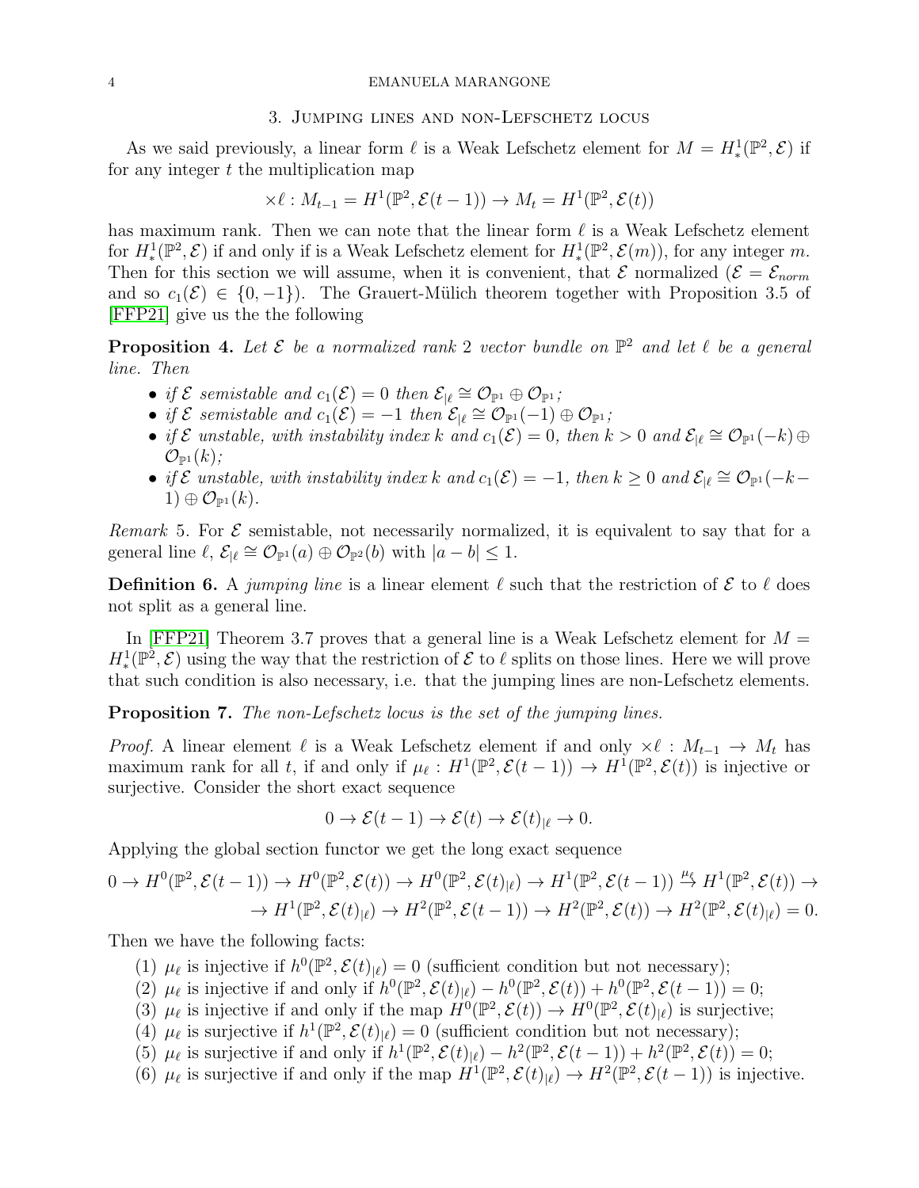## 3. Jumping lines and non-Lefschetz locus

As we said previously, a linear form $\ell$ is a Weak Lefschetz element for $M = H^1_*(\mathbb{P}^2, \mathcal{E})$ if for any integer $t$ the multiplication map

$$\times\ell : M_{t-1} = H^1(\mathbb{P}^2, \mathcal{E}(t-1)) \to M_t = H^1(\mathbb{P}^2, \mathcal{E}(t))$$

has maximum rank. Then we can note that the linear form $\ell$ is a Weak Lefschetz element for $H^1_*(\mathbb{P}^2, \mathcal{E})$ if and only if is a Weak Lefschetz element for $H^1_*(\mathbb{P}^2, \mathcal{E}(m))$, for any integer $m$. Then for this section we will assume, when it is convenient, that $\mathcal{E}$ normalized ($\mathcal{E} = \mathcal{E}_{norm}$ and so $c_1(\mathcal{E}) \in \{0, -1\}$). The Grauert-Mülich theorem together with Proposition 3.5 of [FFP21] give us the the following

**Proposition 4.** *Let $\mathcal{E}$ be a normalized rank 2 vector bundle on $\mathbb{P}^2$ and let $\ell$ be a general line. Then*

- *if $\mathcal{E}$ semistable and $c_1(\mathcal{E}) = 0$ then $\mathcal{E}_{|\ell} \cong \mathcal{O}_{\mathbb{P}^1} \oplus \mathcal{O}_{\mathbb{P}^1}$;*
- *if $\mathcal{E}$ semistable and $c_1(\mathcal{E}) = -1$ then $\mathcal{E}_{|\ell} \cong \mathcal{O}_{\mathbb{P}^1}(-1) \oplus \mathcal{O}_{\mathbb{P}^1}$;*
- *if $\mathcal{E}$ unstable, with instability index $k$ and $c_1(\mathcal{E}) = 0$, then $k > 0$ and $\mathcal{E}_{|\ell} \cong \mathcal{O}_{\mathbb{P}^1}(-k) \oplus \mathcal{O}_{\mathbb{P}^1}(k)$;*
- *if $\mathcal{E}$ unstable, with instability index $k$ and $c_1(\mathcal{E}) = -1$, then $k \geq 0$ and $\mathcal{E}_{|\ell} \cong \mathcal{O}_{\mathbb{P}^1}(-k-1) \oplus \mathcal{O}_{\mathbb{P}^1}(k)$.*

*Remark* 5. For $\mathcal{E}$ semistable, not necessarily normalized, it is equivalent to say that for a general line $\ell$, $\mathcal{E}_{|\ell} \cong \mathcal{O}_{\mathbb{P}^1}(a) \oplus \mathcal{O}_{\mathbb{P}^2}(b)$ with $|a - b| \leq 1$.

**Definition 6.** A *jumping line* is a linear element $\ell$ such that the restriction of $\mathcal{E}$ to $\ell$ does not split as a general line.

In [FFP21] Theorem 3.7 proves that a general line is a Weak Lefschetz element for $M = H^1_*(\mathbb{P}^2, \mathcal{E})$ using the way that the restriction of $\mathcal{E}$ to $\ell$ splits on those lines. Here we will prove that such condition is also necessary, i.e. that the jumping lines are non-Lefschetz elements.

**Proposition 7.** *The non-Lefschetz locus is the set of the jumping lines.*

*Proof.* A linear element $\ell$ is a Weak Lefschetz element if and only $\times\ell : M_{t-1} \to M_t$ has maximum rank for all $t$, if and only if $\mu_\ell : H^1(\mathbb{P}^2, \mathcal{E}(t-1)) \to H^1(\mathbb{P}^2, \mathcal{E}(t))$ is injective or surjective. Consider the short exact sequence

$$0 \to \mathcal{E}(t-1) \to \mathcal{E}(t) \to \mathcal{E}(t)_{|\ell} \to 0.$$

Applying the global section functor we get the long exact sequence

$$0 \to H^0(\mathbb{P}^2, \mathcal{E}(t-1)) \to H^0(\mathbb{P}^2, \mathcal{E}(t)) \to H^0(\mathbb{P}^2, \mathcal{E}(t)_{|\ell}) \to H^1(\mathbb{P}^2, \mathcal{E}(t-1)) \xrightarrow{\mu_\ell} H^1(\mathbb{P}^2, \mathcal{E}(t)) \to$$
$$\to H^1(\mathbb{P}^2, \mathcal{E}(t)_{|\ell}) \to H^2(\mathbb{P}^2, \mathcal{E}(t-1)) \to H^2(\mathbb{P}^2, \mathcal{E}(t)) \to H^2(\mathbb{P}^2, \mathcal{E}(t)_{|\ell}) = 0.$$

Then we have the following facts:

1. $\mu_\ell$ is injective if $h^0(\mathbb{P}^2, \mathcal{E}(t)_{|\ell}) = 0$ (sufficient condition but not necessary);
2. $\mu_\ell$ is injective if and only if $h^0(\mathbb{P}^2, \mathcal{E}(t)_{|\ell}) - h^0(\mathbb{P}^2, \mathcal{E}(t)) + h^0(\mathbb{P}^2, \mathcal{E}(t-1)) = 0$;
3. $\mu_\ell$ is injective if and only if the map $H^0(\mathbb{P}^2, \mathcal{E}(t)) \to H^0(\mathbb{P}^2, \mathcal{E}(t)_{|\ell})$ is surjective;
4. $\mu_\ell$ is surjective if $h^1(\mathbb{P}^2, \mathcal{E}(t)_{|\ell}) = 0$ (sufficient condition but not necessary);
5. $\mu_\ell$ is surjective if and only if $h^1(\mathbb{P}^2, \mathcal{E}(t)_{|\ell}) - h^2(\mathbb{P}^2, \mathcal{E}(t-1)) + h^2(\mathbb{P}^2, \mathcal{E}(t)) = 0$;
6. $\mu_\ell$ is surjective if and only if the map $H^1(\mathbb{P}^2, \mathcal{E}(t)_{|\ell}) \to H^2(\mathbb{P}^2, \mathcal{E}(t-1))$ is injective.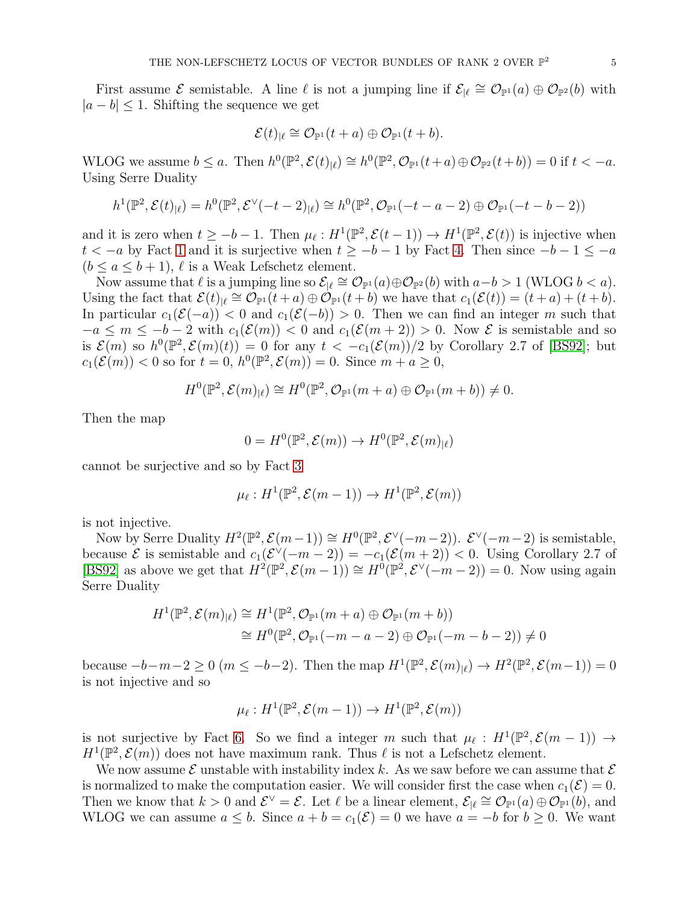First assume $\mathcal{E}$ semistable. A line $\ell$ is not a jumping line if $\mathcal{E}_{|\ell} \cong \mathcal{O}_{\mathbb{P}^1}(a) \oplus \mathcal{O}_{\mathbb{P}^2}(b)$ with $|a-b| \leq 1$. Shifting the sequence we get

$$\mathcal{E}(t)_{|\ell} \cong \mathcal{O}_{\mathbb{P}^1}(t+a) \oplus \mathcal{O}_{\mathbb{P}^1}(t+b).$$

WLOG we assume $b \leq a$. Then $h^0(\mathbb{P}^2, \mathcal{E}(t)_{|\ell}) \cong h^0(\mathbb{P}^2, \mathcal{O}_{\mathbb{P}^1}(t+a) \oplus \mathcal{O}_{\mathbb{P}^2}(t+b)) = 0$ if $t < -a$. Using Serre Duality

$$h^1(\mathbb{P}^2, \mathcal{E}(t)_{|\ell}) = h^0(\mathbb{P}^2, \mathcal{E}^\vee(-t-2)_{|\ell}) \cong h^0(\mathbb{P}^2, \mathcal{O}_{\mathbb{P}^1}(-t-a-2) \oplus \mathcal{O}_{\mathbb{P}^1}(-t-b-2))$$

and it is zero when $t \geq -b-1$. Then $\mu_\ell : H^1(\mathbb{P}^2, \mathcal{E}(t-1)) \to H^1(\mathbb{P}^2, \mathcal{E}(t))$ is injective when $t < -a$ by Fact 1 and it is surjective when $t \geq -b-1$ by Fact 4. Then since $-b-1 \leq -a$ ($b \leq a \leq b+1$), $\ell$ is a Weak Lefschetz element.

Now assume that $\ell$ is a jumping line so $\mathcal{E}_{|\ell} \cong \mathcal{O}_{\mathbb{P}^1}(a) \oplus \mathcal{O}_{\mathbb{P}^2}(b)$ with $a-b > 1$ (WLOG $b < a$). Using the fact that $\mathcal{E}(t)_{|\ell} \cong \mathcal{O}_{\mathbb{P}^1}(t+a) \oplus \mathcal{O}_{\mathbb{P}^1}(t+b)$ we have that $c_1(\mathcal{E}(t)) = (t+a)+(t+b)$. In particular $c_1(\mathcal{E}(-a)) < 0$ and $c_1(\mathcal{E}(-b)) > 0$. Then we can find an integer $m$ such that $-a \leq m \leq -b-2$ with $c_1(\mathcal{E}(m)) < 0$ and $c_1(\mathcal{E}(m+2)) > 0$. Now $\mathcal{E}$ is semistable and so is $\mathcal{E}(m)$ so $h^0(\mathbb{P}^2, \mathcal{E}(m)(t)) = 0$ for any $t < -c_1(\mathcal{E}(m))/2$ by Corollary 2.7 of [BS92]; but $c_1(\mathcal{E}(m)) < 0$ so for $t = 0$, $h^0(\mathbb{P}^2, \mathcal{E}(m)) = 0$. Since $m + a \geq 0$,

$$H^0(\mathbb{P}^2, \mathcal{E}(m)_{|\ell}) \cong H^0(\mathbb{P}^2, \mathcal{O}_{\mathbb{P}^1}(m+a) \oplus \mathcal{O}_{\mathbb{P}^1}(m+b)) \neq 0.$$

Then the map

$$0 = H^0(\mathbb{P}^2, \mathcal{E}(m)) \to H^0(\mathbb{P}^2, \mathcal{E}(m)_{|\ell})$$

cannot be surjective and so by Fact 3

$$\mu_\ell : H^1(\mathbb{P}^2, \mathcal{E}(m-1)) \to H^1(\mathbb{P}^2, \mathcal{E}(m))$$

is not injective.

Now by Serre Duality $H^2(\mathbb{P}^2, \mathcal{E}(m-1)) \cong H^0(\mathbb{P}^2, \mathcal{E}^\vee(-m-2))$. $\mathcal{E}^\vee(-m-2)$ is semistable, because $\mathcal{E}$ is semistable and $c_1(\mathcal{E}^\vee(-m-2)) = -c_1(\mathcal{E}(m+2)) < 0$. Using Corollary 2.7 of [BS92] as above we get that $H^2(\mathbb{P}^2, \mathcal{E}(m-1)) \cong H^0(\mathbb{P}^2, \mathcal{E}^\vee(-m-2)) = 0$. Now using again Serre Duality

$$\begin{aligned} H^1(\mathbb{P}^2, \mathcal{E}(m)_{|\ell}) &\cong H^1(\mathbb{P}^2, \mathcal{O}_{\mathbb{P}^1}(m+a) \oplus \mathcal{O}_{\mathbb{P}^1}(m+b)) \\ &\cong H^0(\mathbb{P}^2, \mathcal{O}_{\mathbb{P}^1}(-m-a-2) \oplus \mathcal{O}_{\mathbb{P}^1}(-m-b-2)) \neq 0 \end{aligned}$$

because $-b-m-2 \geq 0$ ($m \leq -b-2$). Then the map $H^1(\mathbb{P}^2, \mathcal{E}(m)_{|\ell}) \to H^2(\mathbb{P}^2, \mathcal{E}(m-1)) = 0$ is not injective and so

$$\mu_\ell : H^1(\mathbb{P}^2, \mathcal{E}(m-1)) \to H^1(\mathbb{P}^2, \mathcal{E}(m))$$

is not surjective by Fact 6. So we find a integer $m$ such that $\mu_\ell : H^1(\mathbb{P}^2, \mathcal{E}(m-1)) \to H^1(\mathbb{P}^2, \mathcal{E}(m))$ does not have maximum rank. Thus $\ell$ is not a Lefschetz element.

We now assume $\mathcal{E}$ unstable with instability index $k$. As we saw before we can assume that $\mathcal{E}$ is normalized to make the computation easier. We will consider first the case when $c_1(\mathcal{E}) = 0$. Then we know that $k > 0$ and $\mathcal{E}^\vee = \mathcal{E}$. Let $\ell$ be a linear element, $\mathcal{E}_{|\ell} \cong \mathcal{O}_{\mathbb{P}^1}(a) \oplus \mathcal{O}_{\mathbb{P}^1}(b)$, and WLOG we can assume $a \leq b$. Since $a + b = c_1(\mathcal{E}) = 0$ we have $a = -b$ for $b \geq 0$. We want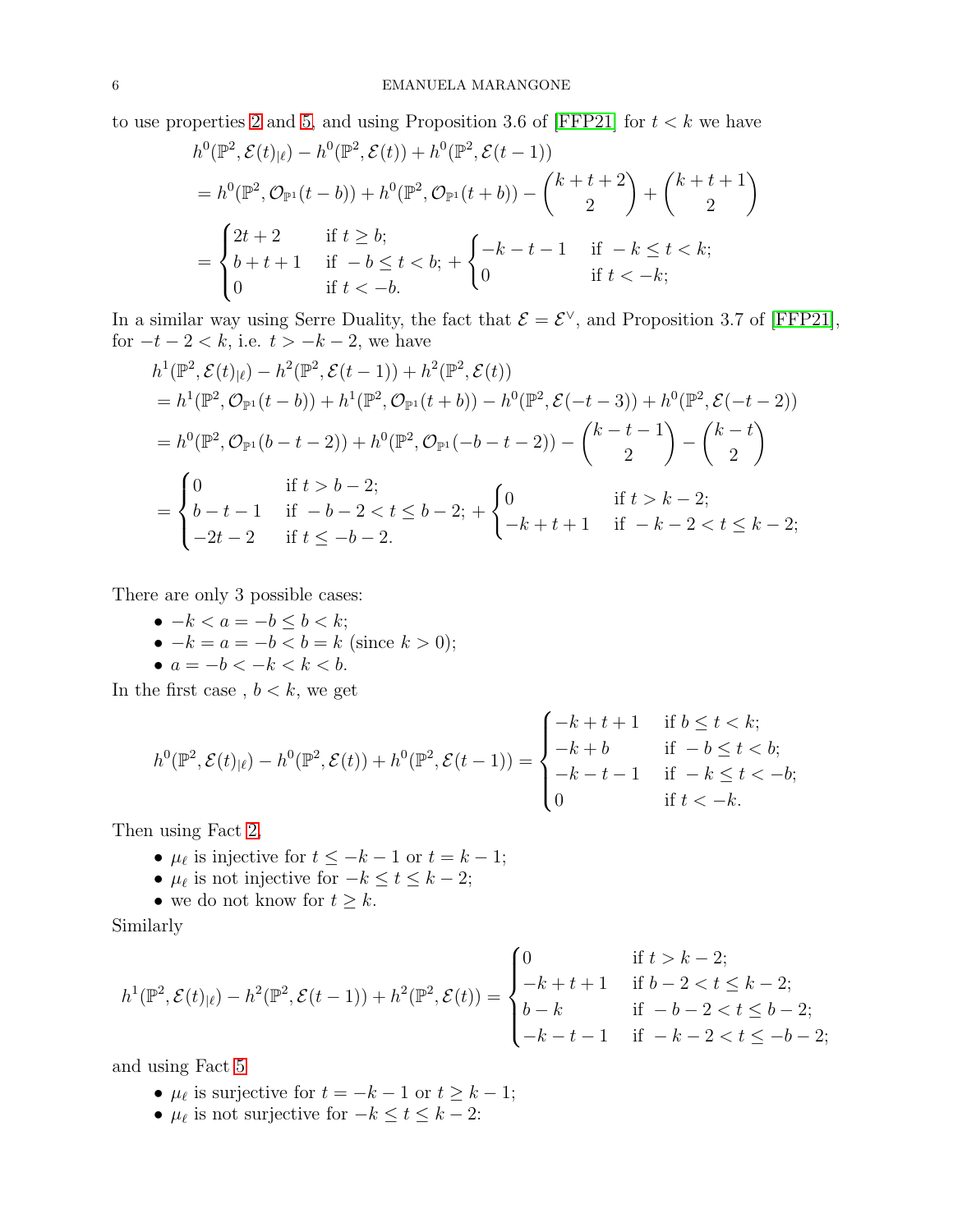to use properties 2 and 5, and using Proposition 3.6 of [FFP21] for $t < k$ we have

$$
\begin{aligned}
&h^0(\mathbb{P}^2, \mathcal{E}(t)_{|\ell}) - h^0(\mathbb{P}^2, \mathcal{E}(t)) + h^0(\mathbb{P}^2, \mathcal{E}(t-1)) \\
&= h^0(\mathbb{P}^2, \mathcal{O}_{\mathbb{P}^1}(t-b)) + h^0(\mathbb{P}^2, \mathcal{O}_{\mathbb{P}^1}(t+b)) - \binom{k+t+2}{2} + \binom{k+t+1}{2} \\
&= \begin{cases} 2t+2 & \text{if } t \geq b; \\ b+t+1 & \text{if } -b \leq t < b; \\ 0 & \text{if } t < -b. \end{cases} + \begin{cases} -k-t-1 & \text{if } -k \leq t < k; \\ 0 & \text{if } t < -k; \end{cases}
\end{aligned}
$$

In a similar way using Serre Duality, the fact that $\mathcal{E} = \mathcal{E}^\vee$, and Proposition 3.7 of [FFP21], for $-t-2 < k$, i.e. $t > -k-2$, we have

$$
\begin{aligned}
&h^1(\mathbb{P}^2, \mathcal{E}(t)_{|\ell}) - h^2(\mathbb{P}^2, \mathcal{E}(t-1)) + h^2(\mathbb{P}^2, \mathcal{E}(t)) \\
&= h^1(\mathbb{P}^2, \mathcal{O}_{\mathbb{P}^1}(t-b)) + h^1(\mathbb{P}^2, \mathcal{O}_{\mathbb{P}^1}(t+b)) - h^0(\mathbb{P}^2, \mathcal{E}(-t-3)) + h^0(\mathbb{P}^2, \mathcal{E}(-t-2)) \\
&= h^0(\mathbb{P}^2, \mathcal{O}_{\mathbb{P}^1}(b-t-2)) + h^0(\mathbb{P}^2, \mathcal{O}_{\mathbb{P}^1}(-b-t-2)) - \binom{k-t-1}{2} - \binom{k-t}{2} \\
&= \begin{cases} 0 & \text{if } t > b-2; \\ b-t-1 & \text{if } -b-2 < t \leq b-2; \\ -2t-2 & \text{if } t \leq -b-2. \end{cases} + \begin{cases} 0 & \text{if } t > k-2; \\ -k+t+1 & \text{if } -k-2 < t \leq k-2; \end{cases}
\end{aligned}
$$

There are only 3 possible cases:

- $-k < a = -b \leq b < k$;
- $-k = a = -b < b = k$ (since $k > 0$);
- $a = -b < -k < k < b$.

In the first case , $b < k$, we get

$$
h^0(\mathbb{P}^2, \mathcal{E}(t)_{|\ell}) - h^0(\mathbb{P}^2, \mathcal{E}(t)) + h^0(\mathbb{P}^2, \mathcal{E}(t-1)) = \begin{cases} -k+t+1 & \text{if } b \leq t < k; \\ -k+b & \text{if } -b \leq t < b; \\ -k-t-1 & \text{if } -k \leq t < -b; \\ 0 & \text{if } t < -k. \end{cases}
$$

Then using Fact 2,

- $\mu_\ell$ is injective for $t \leq -k-1$ or $t = k-1$;
- $\mu_\ell$ is not injective for $-k \leq t \leq k-2$;
- we do not know for $t \geq k$.

Similarly

$$
h^1(\mathbb{P}^2, \mathcal{E}(t)_{|\ell}) - h^2(\mathbb{P}^2, \mathcal{E}(t-1)) + h^2(\mathbb{P}^2, \mathcal{E}(t)) = \begin{cases} 0 & \text{if } t > k-2; \\ -k+t+1 & \text{if } b-2 < t \leq k-2; \\ b-k & \text{if } -b-2 < t \leq b-2; \\ -k-t-1 & \text{if } -k-2 < t \leq -b-2; \end{cases}
$$

and using Fact 5

- $\mu_\ell$ is surjective for $t = -k-1$ or $t \geq k-1$;
- $\mu_\ell$ is not surjective for $-k \leq t \leq k-2$: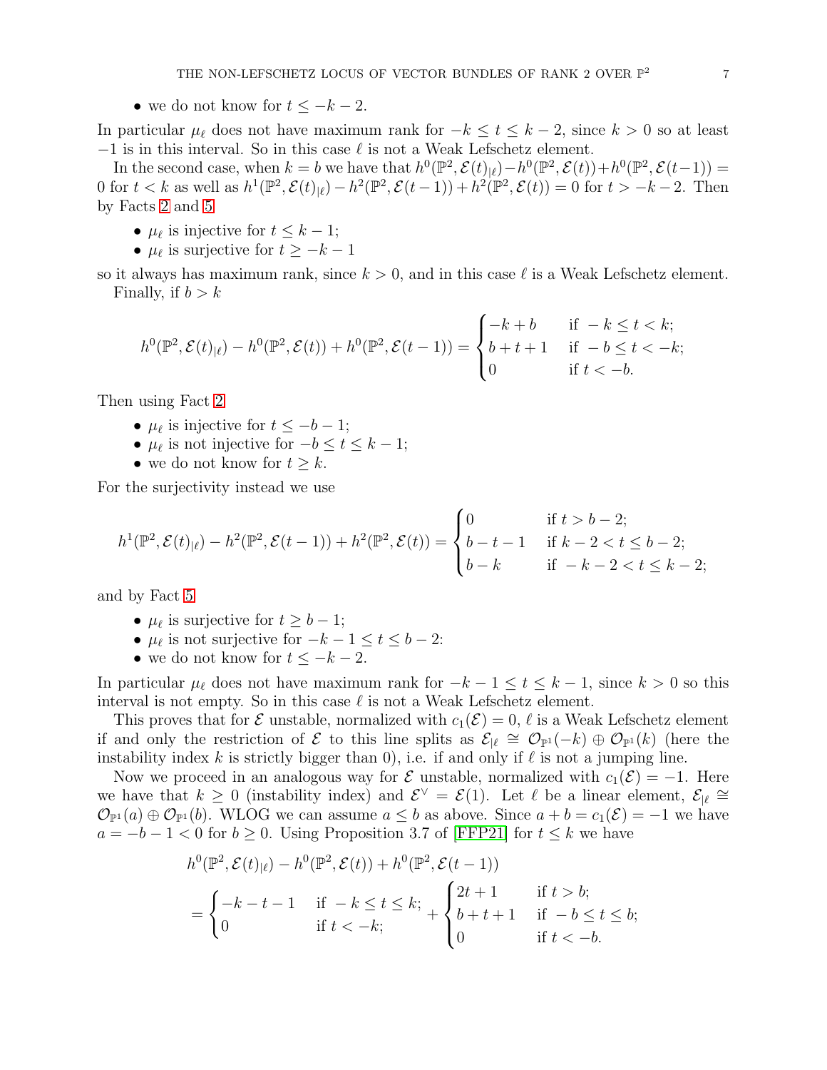- we do not know for $t \leq -k-2$.

In particular $\mu_\ell$ does not have maximum rank for $-k \leq t \leq k-2$, since $k > 0$ so at least $-1$ is in this interval. So in this case $\ell$ is not a Weak Lefschetz element.

In the second case, when $k = b$ we have that $h^0(\mathbb{P}^2, \mathcal{E}(t)_{|\ell}) - h^0(\mathbb{P}^2, \mathcal{E}(t)) + h^0(\mathbb{P}^2, \mathcal{E}(t-1)) = 0$ for $t < k$ as well as $h^1(\mathbb{P}^2, \mathcal{E}(t)_{|\ell}) - h^2(\mathbb{P}^2, \mathcal{E}(t-1)) + h^2(\mathbb{P}^2, \mathcal{E}(t)) = 0$ for $t > -k-2$. Then by Facts 2 and 5

- $\mu_\ell$ is injective for $t \leq k-1$;
- $\mu_\ell$ is surjective for $t \geq -k-1$

so it always has maximum rank, since $k > 0$, and in this case $\ell$ is a Weak Lefschetz element.

Finally, if $b > k$

$$h^0(\mathbb{P}^2, \mathcal{E}(t)_{|\ell}) - h^0(\mathbb{P}^2, \mathcal{E}(t)) + h^0(\mathbb{P}^2, \mathcal{E}(t-1)) = \begin{cases} -k+b & \text{if } -k \leq t < k; \\ b+t+1 & \text{if } -b \leq t < -k; \\ 0 & \text{if } t < -b. \end{cases}$$

Then using Fact 2

- $\mu_\ell$ is injective for $t \leq -b-1$;
- $\mu_\ell$ is not injective for $-b \leq t \leq k-1$;
- we do not know for $t \geq k$.

For the surjectivity instead we use

$$h^1(\mathbb{P}^2, \mathcal{E}(t)_{|\ell}) - h^2(\mathbb{P}^2, \mathcal{E}(t-1)) + h^2(\mathbb{P}^2, \mathcal{E}(t)) = \begin{cases} 0 & \text{if } t > b-2; \\ b-t-1 & \text{if } k-2 < t \leq b-2; \\ b-k & \text{if } -k-2 < t \leq k-2; \end{cases}$$

and by Fact 5

- $\mu_\ell$ is surjective for $t \geq b-1$;
- $\mu_\ell$ is not surjective for $-k-1 \leq t \leq b-2$:
- we do not know for $t \leq -k-2$.

In particular $\mu_\ell$ does not have maximum rank for $-k-1 \leq t \leq k-1$, since $k > 0$ so this interval is not empty. So in this case $\ell$ is not a Weak Lefschetz element.

This proves that for $\mathcal{E}$ unstable, normalized with $c_1(\mathcal{E}) = 0$, $\ell$ is a Weak Lefschetz element if and only the restriction of $\mathcal{E}$ to this line splits as $\mathcal{E}_{|\ell} \cong \mathcal{O}_{\mathbb{P}^1}(-k) \oplus \mathcal{O}_{\mathbb{P}^1}(k)$ (here the instability index $k$ is strictly bigger than 0), i.e. if and only if $\ell$ is not a jumping line.

Now we proceed in an analogous way for $\mathcal{E}$ unstable, normalized with $c_1(\mathcal{E}) = -1$. Here we have that $k \geq 0$ (instability index) and $\mathcal{E}^\vee = \mathcal{E}(1)$. Let $\ell$ be a linear element, $\mathcal{E}_{|\ell} \cong \mathcal{O}_{\mathbb{P}^1}(a) \oplus \mathcal{O}_{\mathbb{P}^1}(b)$. WLOG we can assume $a \leq b$ as above. Since $a + b = c_1(\mathcal{E}) = -1$ we have $a = -b-1 < 0$ for $b \geq 0$. Using Proposition 3.7 of [FFP21] for $t \leq k$ we have

$$\begin{aligned} &h^0(\mathbb{P}^2, \mathcal{E}(t)_{|\ell}) - h^0(\mathbb{P}^2, \mathcal{E}(t)) + h^0(\mathbb{P}^2, \mathcal{E}(t-1)) \\ &= \begin{cases} -k-t-1 & \text{if } -k \leq t \leq k; \\ 0 & \text{if } t < -k; \end{cases} + \begin{cases} 2t+1 & \text{if } t > b; \\ b+t+1 & \text{if } -b \leq t \leq b; \\ 0 & \text{if } t < -b. \end{cases} \end{aligned}$$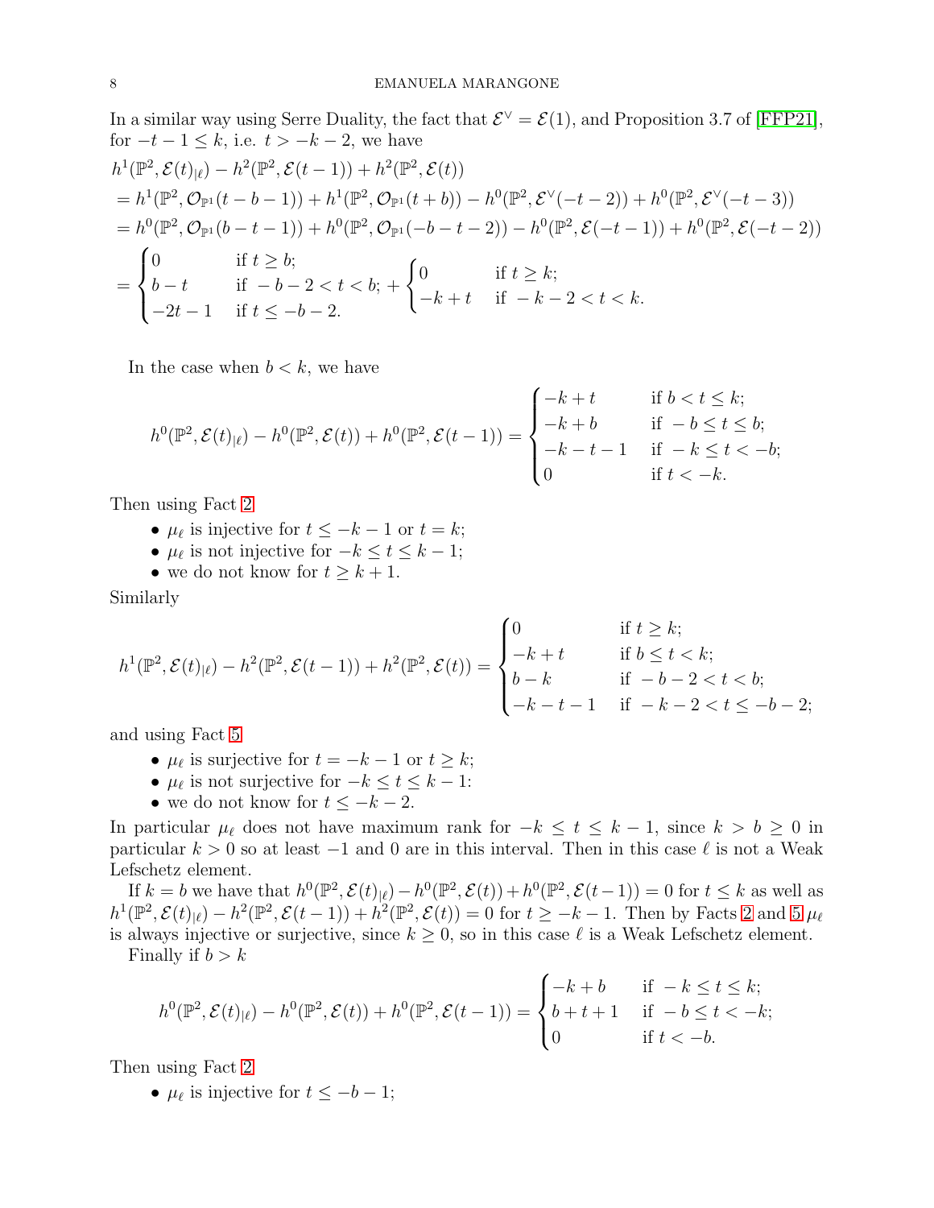In a similar way using Serre Duality, the fact that $\mathcal{E}^\vee = \mathcal{E}(1)$, and Proposition 3.7 of [FFP21], for $-t-1 \leq k$, i.e. $t > -k-2$, we have

$$
\begin{aligned}
&h^1(\mathbb{P}^2, \mathcal{E}(t)_{|\ell}) - h^2(\mathbb{P}^2, \mathcal{E}(t-1)) + h^2(\mathbb{P}^2, \mathcal{E}(t)) \\
&= h^1(\mathbb{P}^2, \mathcal{O}_{\mathbb{P}^1}(t-b-1)) + h^1(\mathbb{P}^2, \mathcal{O}_{\mathbb{P}^1}(t+b)) - h^0(\mathbb{P}^2, \mathcal{E}^\vee(-t-2)) + h^0(\mathbb{P}^2, \mathcal{E}^\vee(-t-3)) \\
&= h^0(\mathbb{P}^2, \mathcal{O}_{\mathbb{P}^1}(b-t-1)) + h^0(\mathbb{P}^2, \mathcal{O}_{\mathbb{P}^1}(-b-t-2)) - h^0(\mathbb{P}^2, \mathcal{E}(-t-1)) + h^0(\mathbb{P}^2, \mathcal{E}(-t-2)) \\
&= \begin{cases} 0 & \text{if } t \geq b; \\ b-t & \text{if } -b-2 < t < b; \\ -2t-1 & \text{if } t \leq -b-2. \end{cases} + \begin{cases} 0 & \text{if } t \geq k; \\ -k+t & \text{if } -k-2 < t < k. \end{cases}
\end{aligned}
$$

In the case when $b < k$, we have

$$
h^0(\mathbb{P}^2, \mathcal{E}(t)_{|\ell}) - h^0(\mathbb{P}^2, \mathcal{E}(t)) + h^0(\mathbb{P}^2, \mathcal{E}(t-1)) = \begin{cases} -k+t & \text{if } b < t \leq k; \\ -k+b & \text{if } -b \leq t \leq b; \\ -k-t-1 & \text{if } -k \leq t < -b; \\ 0 & \text{if } t < -k. \end{cases}
$$

Then using Fact 2

- $\mu_\ell$ is injective for $t \leq -k-1$ or $t = k$;
- $\mu_\ell$ is not injective for $-k \leq t \leq k-1$;
- we do not know for $t \geq k+1$.

Similarly

$$
h^1(\mathbb{P}^2, \mathcal{E}(t)_{|\ell}) - h^2(\mathbb{P}^2, \mathcal{E}(t-1)) + h^2(\mathbb{P}^2, \mathcal{E}(t)) = \begin{cases} 0 & \text{if } t \geq k; \\ -k+t & \text{if } b \leq t < k; \\ b-k & \text{if } -b-2 < t < b; \\ -k-t-1 & \text{if } -k-2 < t \leq -b-2; \end{cases}
$$

and using Fact 5

- $\mu_\ell$ is surjective for $t = -k-1$ or $t \geq k$;
- $\mu_\ell$ is not surjective for $-k \leq t \leq k-1$:
- we do not know for $t \leq -k-2$.

In particular $\mu_\ell$ does not have maximum rank for $-k \leq t \leq k-1$, since $k > b \geq 0$ in particular $k > 0$ so at least $-1$ and $0$ are in this interval. Then in this case $\ell$ is not a Weak Lefschetz element.

If $k = b$ we have that $h^0(\mathbb{P}^2, \mathcal{E}(t)_{|\ell}) - h^0(\mathbb{P}^2, \mathcal{E}(t)) + h^0(\mathbb{P}^2, \mathcal{E}(t-1)) = 0$ for $t \leq k$ as well as $h^1(\mathbb{P}^2, \mathcal{E}(t)_{|\ell}) - h^2(\mathbb{P}^2, \mathcal{E}(t-1)) + h^2(\mathbb{P}^2, \mathcal{E}(t)) = 0$ for $t \geq -k-1$. Then by Facts 2 and 5 $\mu_\ell$ is always injective or surjective, since $k \geq 0$, so in this case $\ell$ is a Weak Lefschetz element.

Finally if $b > k$

$$
h^0(\mathbb{P}^2, \mathcal{E}(t)_{|\ell}) - h^0(\mathbb{P}^2, \mathcal{E}(t)) + h^0(\mathbb{P}^2, \mathcal{E}(t-1)) = \begin{cases} -k+b & \text{if } -k \leq t \leq k; \\ b+t+1 & \text{if } -b \leq t < -k; \\ 0 & \text{if } t < -b. \end{cases}
$$

Then using Fact 2

- $\mu_\ell$ is injective for $t \leq -b-1$;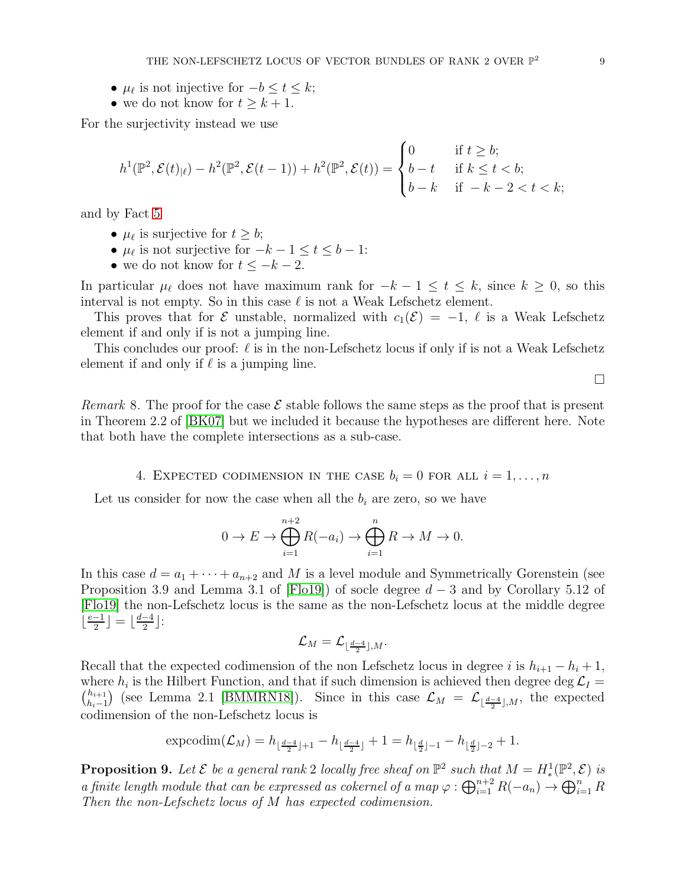- $\mu_\ell$ is not injective for $-b \leq t \leq k$;
- we do not know for $t \geq k+1$.

For the surjectivity instead we use

$$h^1(\mathbb{P}^2, \mathcal{E}(t)_{|\ell}) - h^2(\mathbb{P}^2, \mathcal{E}(t-1)) + h^2(\mathbb{P}^2, \mathcal{E}(t)) = \begin{cases} 0 & \text{if } t \geq b; \\ b-t & \text{if } k \leq t < b; \\ b-k & \text{if } -k-2 < t < k; \end{cases}$$

and by Fact 5

- $\mu_\ell$ is surjective for $t \geq b$;
- $\mu_\ell$ is not surjective for $-k-1 \leq t \leq b-1$:
- we do not know for $t \leq -k-2$.

In particular $\mu_\ell$ does not have maximum rank for $-k-1 \leq t \leq k$, since $k \geq 0$, so this interval is not empty. So in this case $\ell$ is not a Weak Lefschetz element.

This proves that for $\mathcal{E}$ unstable, normalized with $c_1(\mathcal{E}) = -1$, $\ell$ is a Weak Lefschetz element if and only if is not a jumping line.

This concludes our proof: $\ell$ is in the non-Lefschetz locus if only if is not a Weak Lefschetz element if and only if $\ell$ is a jumping line.

$\square$

*Remark* 8. The proof for the case $\mathcal{E}$ stable follows the same steps as the proof that is present in Theorem 2.2 of [BK07] but we included it because the hypotheses are different here. Note that both have the complete intersections as a sub-case.

## 4. Expected codimension in the case $b_i = 0$ for all $i = 1, \dots, n$

Let us consider for now the case when all the $b_i$ are zero, so we have

$$0 \to E \to \bigoplus_{i=1}^{n+2} R(-a_i) \to \bigoplus_{i=1}^{n} R \to M \to 0.$$

In this case $d = a_1 + \cdots + a_{n+2}$ and $M$ is a level module and Symmetrically Gorenstein (see Proposition 3.9 and Lemma 3.1 of [Flo19]) of socle degree $d-3$ and by Corollary 5.12 of [Flo19] the non-Lefschetz locus is the same as the non-Lefschetz locus at the middle degree $\lfloor \frac{e-1}{2} \rfloor = \lfloor \frac{d-4}{2} \rfloor$:

$$\mathcal{L}_M = \mathcal{L}_{\lfloor \frac{d-4}{2} \rfloor, M}.$$

Recall that the expected codimension of the non Lefschetz locus in degree $i$ is $h_{i+1} - h_i + 1$, where $h_i$ is the Hilbert Function, and that if such dimension is achieved then degree $\deg \mathcal{L}_I = \binom{h_{i+1}}{h_i - 1}$ (see Lemma 2.1 [BMMRN18]). Since in this case $\mathcal{L}_M = \mathcal{L}_{\lfloor \frac{d-4}{2} \rfloor, M}$, the expected codimension of the non-Lefschetz locus is

$$\operatorname{expcodim}(\mathcal{L}_M) = h_{\lfloor \frac{d-4}{2} \rfloor + 1} - h_{\lfloor \frac{d-4}{2} \rfloor} + 1 = h_{\lfloor \frac{d}{2} \rfloor - 1} - h_{\lfloor \frac{d}{2} \rfloor - 2} + 1.$$

**Proposition 9.** *Let $\mathcal{E}$ be a general rank 2 locally free sheaf on $\mathbb{P}^2$ such that $M = H^1_*(\mathbb{P}^2, \mathcal{E})$ is a finite length module that can be expressed as cokernel of a map $\varphi : \bigoplus_{i=1}^{n+2} R(-a_n) \to \bigoplus_{i=1}^{n} R$ Then the non-Lefschetz locus of $M$ has expected codimension.*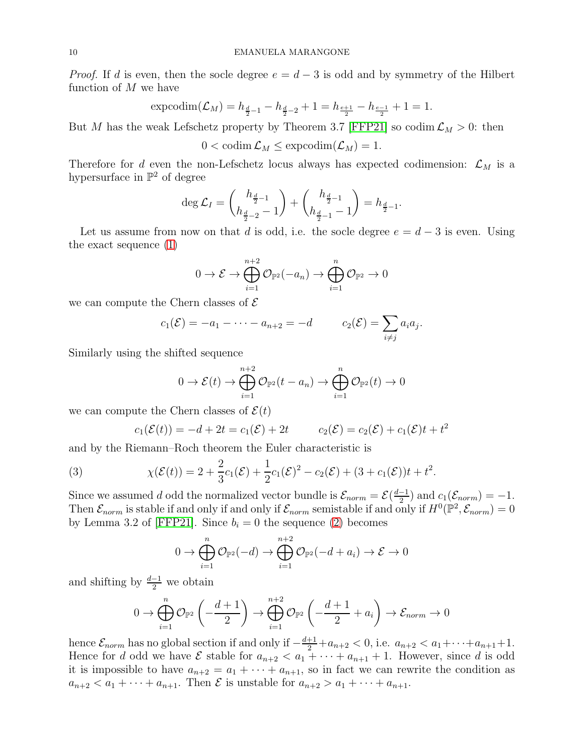*Proof.* If $d$ is even, then the socle degree $e = d-3$ is odd and by symmetry of the Hilbert function of $M$ we have

$$\operatorname{expcodim}(\mathcal{L}_M) = h_{\frac{d}{2}-1} - h_{\frac{d}{2}-2} + 1 = h_{\frac{e+1}{2}} - h_{\frac{e-1}{2}} + 1 = 1.$$

But $M$ has the weak Lefschetz property by Theorem 3.7 [FFP21] so $\operatorname{codim} \mathcal{L}_M > 0$: then

$$0 < \operatorname{codim} \mathcal{L}_M \leq \operatorname{expcodim}(\mathcal{L}_M) = 1.$$

Therefore for $d$ even the non-Lefschetz locus always has expected codimension: $\mathcal{L}_M$ is a hypersurface in $\mathbb{P}^2$ of degree

$$\deg \mathcal{L}_I = \binom{h_{\frac{d}{2}-1}}{h_{\frac{d}{2}-2}-1} + \binom{h_{\frac{d}{2}-1}}{h_{\frac{d}{2}-1}-1} = h_{\frac{d}{2}-1}.$$

Let us assume from now on that $d$ is odd, i.e. the socle degree $e = d-3$ is even. Using the exact sequence (1)

$$0 \to \mathcal{E} \to \bigoplus_{i=1}^{n+2} \mathcal{O}_{\mathbb{P}^2}(-a_n) \to \bigoplus_{i=1}^{n} \mathcal{O}_{\mathbb{P}^2} \to 0$$

we can compute the Chern classes of $\mathcal{E}$

$$c_1(\mathcal{E}) = -a_1 - \cdots - a_{n+2} = -d \qquad c_2(\mathcal{E}) = \sum_{i \neq j} a_i a_j.$$

Similarly using the shifted sequence

$$0 \to \mathcal{E}(t) \to \bigoplus_{i=1}^{n+2} \mathcal{O}_{\mathbb{P}^2}(t-a_n) \to \bigoplus_{i=1}^{n} \mathcal{O}_{\mathbb{P}^2}(t) \to 0$$

we can compute the Chern classes of $\mathcal{E}(t)$

$$c_1(\mathcal{E}(t)) = -d + 2t = c_1(\mathcal{E}) + 2t \qquad c_2(\mathcal{E}) = c_2(\mathcal{E}) + c_1(\mathcal{E})t + t^2$$

and by the Riemann–Roch theorem the Euler characteristic is

$$\chi(\mathcal{E}(t)) = 2 + \frac{2}{3}c_1(\mathcal{E}) + \frac{1}{2}c_1(\mathcal{E})^2 - c_2(\mathcal{E}) + (3 + c_1(\mathcal{E}))t + t^2. \tag{3}$$

Since we assumed $d$ odd the normalized vector bundle is $\mathcal{E}_{norm} = \mathcal{E}(\frac{d-1}{2})$ and $c_1(\mathcal{E}_{norm}) = -1$. Then $\mathcal{E}_{norm}$ is stable if and only if and only if $\mathcal{E}_{norm}$ semistable if and only if $H^0(\mathbb{P}^2, \mathcal{E}_{norm}) = 0$ by Lemma 3.2 of [FFP21]. Since $b_i = 0$ the sequence (2) becomes

$$0 \to \bigoplus_{i=1}^{n} \mathcal{O}_{\mathbb{P}^2}(-d) \to \bigoplus_{i=1}^{n+2} \mathcal{O}_{\mathbb{P}^2}(-d + a_i) \to \mathcal{E} \to 0$$

and shifting by $\frac{d-1}{2}$ we obtain

$$0 \to \bigoplus_{i=1}^{n} \mathcal{O}_{\mathbb{P}^2}\left(-\frac{d+1}{2}\right) \to \bigoplus_{i=1}^{n+2} \mathcal{O}_{\mathbb{P}^2}\left(-\frac{d+1}{2} + a_i\right) \to \mathcal{E}_{norm} \to 0$$

hence $\mathcal{E}_{norm}$ has no global section if and only if $-\frac{d+1}{2} + a_{n+2} < 0$, i.e. $a_{n+2} < a_1 + \cdots + a_{n+1} + 1$. Hence for $d$ odd we have $\mathcal{E}$ stable for $a_{n+2} < a_1 + \cdots + a_{n+1} + 1$. However, since $d$ is odd it is impossible to have $a_{n+2} = a_1 + \cdots + a_{n+1}$, so in fact we can rewrite the condition as $a_{n+2} < a_1 + \cdots + a_{n+1}$. Then $\mathcal{E}$ is unstable for $a_{n+2} > a_1 + \cdots + a_{n+1}$.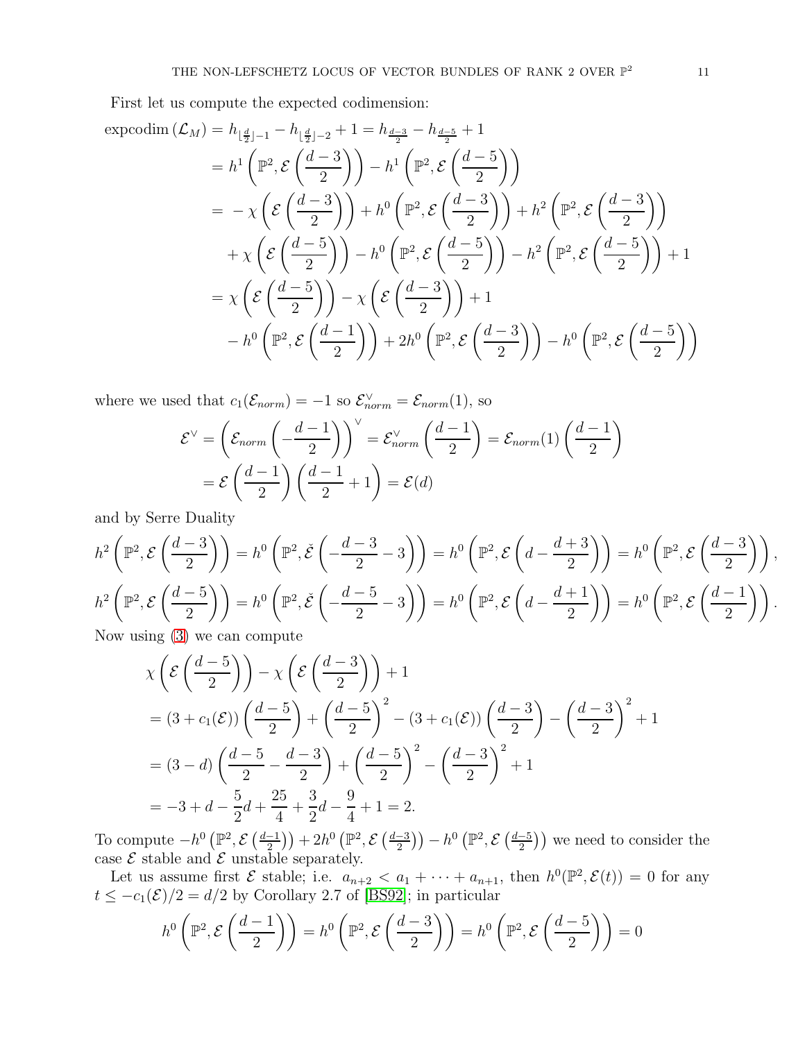First let us compute the expected codimension:

$$
\begin{aligned}
\operatorname{expcodim}(\mathcal{L}_M) &= h_{\lfloor \frac{d}{2} \rfloor -1} - h_{\lfloor \frac{d}{2} \rfloor -2} + 1 = h_{\frac{d-3}{2}} - h_{\frac{d-5}{2}} + 1 \\
&= h^1\left(\mathbb{P}^2, \mathcal{E}\left(\frac{d-3}{2}\right)\right) - h^1\left(\mathbb{P}^2, \mathcal{E}\left(\frac{d-5}{2}\right)\right) \\
&= -\chi\left(\mathcal{E}\left(\frac{d-3}{2}\right)\right) + h^0\left(\mathbb{P}^2, \mathcal{E}\left(\frac{d-3}{2}\right)\right) + h^2\left(\mathbb{P}^2, \mathcal{E}\left(\frac{d-3}{2}\right)\right) \\
&\quad + \chi\left(\mathcal{E}\left(\frac{d-5}{2}\right)\right) - h^0\left(\mathbb{P}^2, \mathcal{E}\left(\frac{d-5}{2}\right)\right) - h^2\left(\mathbb{P}^2, \mathcal{E}\left(\frac{d-5}{2}\right)\right) + 1 \\
&= \chi\left(\mathcal{E}\left(\frac{d-5}{2}\right)\right) - \chi\left(\mathcal{E}\left(\frac{d-3}{2}\right)\right) + 1 \\
&\quad - h^0\left(\mathbb{P}^2, \mathcal{E}\left(\frac{d-1}{2}\right)\right) + 2h^0\left(\mathbb{P}^2, \mathcal{E}\left(\frac{d-3}{2}\right)\right) - h^0\left(\mathbb{P}^2, \mathcal{E}\left(\frac{d-5}{2}\right)\right)
\end{aligned}
$$

where we used that $c_1(\mathcal{E}_{norm}) = -1$ so $\mathcal{E}_{norm}^\vee = \mathcal{E}_{norm}(1)$, so

$$
\begin{aligned}
\mathcal{E}^\vee &= \left(\mathcal{E}_{norm}\left(-\frac{d-1}{2}\right)\right)^\vee = \mathcal{E}_{norm}^\vee\left(\frac{d-1}{2}\right) = \mathcal{E}_{norm}(1)\left(\frac{d-1}{2}\right) \\
&= \mathcal{E}\left(\frac{d-1}{2}\right)\left(\frac{d-1}{2} + 1\right) = \mathcal{E}(d)
\end{aligned}
$$

and by Serre Duality

$$
h^2\left(\mathbb{P}^2, \mathcal{E}\left(\frac{d-3}{2}\right)\right) = h^0\left(\mathbb{P}^2, \check{\mathcal{E}}\left(-\frac{d-3}{2} - 3\right)\right) = h^0\left(\mathbb{P}^2, \mathcal{E}\left(d - \frac{d+3}{2}\right)\right) = h^0\left(\mathbb{P}^2, \mathcal{E}\left(\frac{d-3}{2}\right)\right),
$$

$$
h^2\left(\mathbb{P}^2, \mathcal{E}\left(\frac{d-5}{2}\right)\right) = h^0\left(\mathbb{P}^2, \check{\mathcal{E}}\left(-\frac{d-5}{2} - 3\right)\right) = h^0\left(\mathbb{P}^2, \mathcal{E}\left(d - \frac{d+1}{2}\right)\right) = h^0\left(\mathbb{P}^2, \mathcal{E}\left(\frac{d-1}{2}\right)\right).
$$

Now using (3) we can compute

$$
\begin{aligned}
&\chi\left(\mathcal{E}\left(\frac{d-5}{2}\right)\right) - \chi\left(\mathcal{E}\left(\frac{d-3}{2}\right)\right) + 1 \\
&= (3 + c_1(\mathcal{E}))\left(\frac{d-5}{2}\right) + \left(\frac{d-5}{2}\right)^2 - (3 + c_1(\mathcal{E}))\left(\frac{d-3}{2}\right) - \left(\frac{d-3}{2}\right)^2 + 1 \\
&= (3-d)\left(\frac{d-5}{2} - \frac{d-3}{2}\right) + \left(\frac{d-5}{2}\right)^2 - \left(\frac{d-3}{2}\right)^2 + 1 \\
&= -3 + d - \frac{5}{2}d + \frac{25}{4} + \frac{3}{2}d - \frac{9}{4} + 1 = 2.
\end{aligned}
$$

To compute $-h^0\left(\mathbb{P}^2, \mathcal{E}\left(\frac{d-1}{2}\right)\right) + 2h^0\left(\mathbb{P}^2, \mathcal{E}\left(\frac{d-3}{2}\right)\right) - h^0\left(\mathbb{P}^2, \mathcal{E}\left(\frac{d-5}{2}\right)\right)$ we need to consider the case $\mathcal{E}$ stable and $\mathcal{E}$ unstable separately.

Let us assume first $\mathcal{E}$ stable; i.e. $a_{n+2} < a_1 + \cdots + a_{n+1}$, then $h^0(\mathbb{P}^2, \mathcal{E}(t)) = 0$ for any $t \leq -c_1(\mathcal{E})/2 = d/2$ by Corollary 2.7 of [BS92]; in particular

$$
h^0\left(\mathbb{P}^2, \mathcal{E}\left(\frac{d-1}{2}\right)\right) = h^0\left(\mathbb{P}^2, \mathcal{E}\left(\frac{d-3}{2}\right)\right) = h^0\left(\mathbb{P}^2, \mathcal{E}\left(\frac{d-5}{2}\right)\right) = 0
$$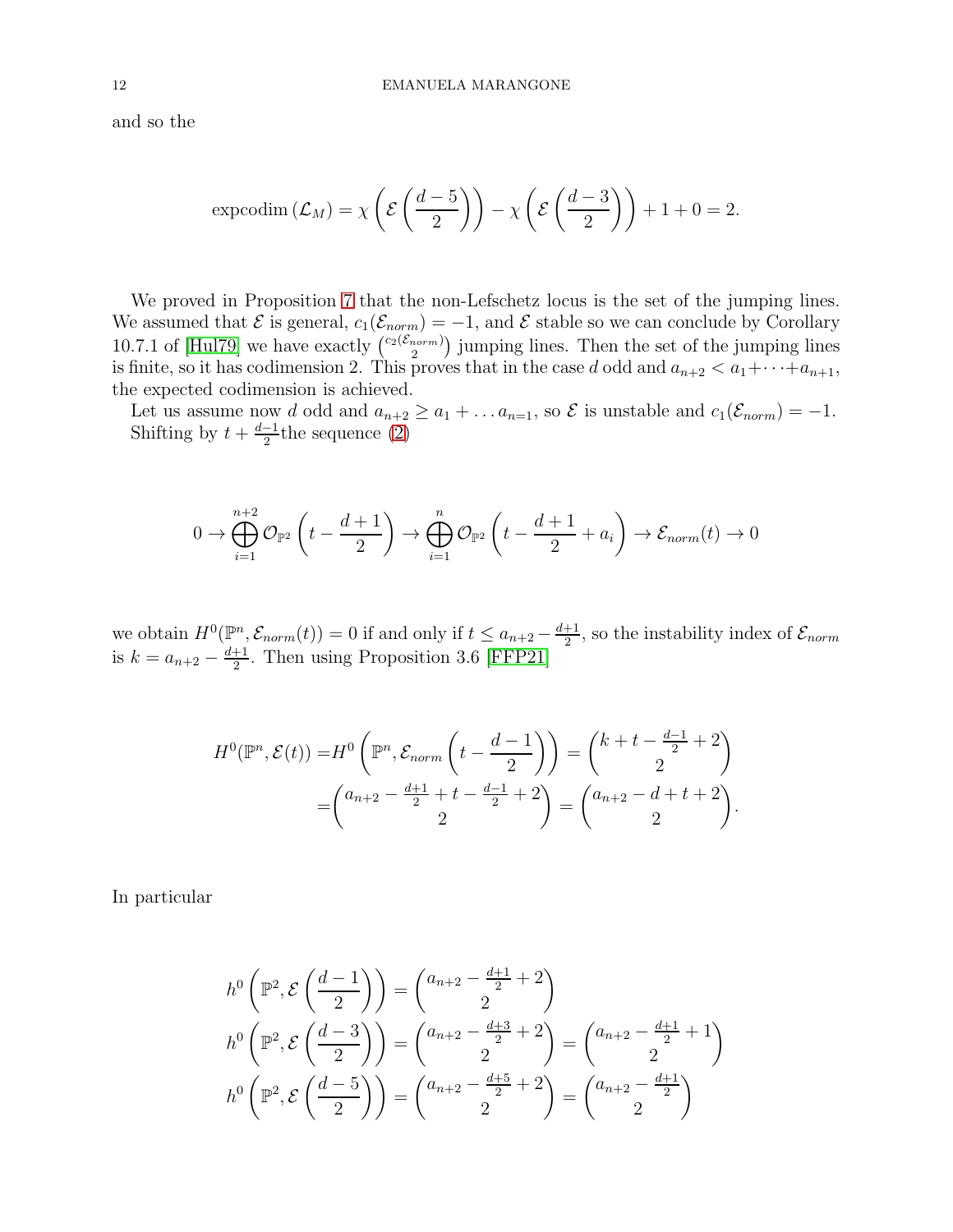and so the

$$\operatorname{expcodim}(\mathcal{L}_M) = \chi\left(\mathcal{E}\left(\frac{d-5}{2}\right)\right) - \chi\left(\mathcal{E}\left(\frac{d-3}{2}\right)\right) + 1 + 0 = 2.$$

We proved in Proposition 7 that the non-Lefschetz locus is the set of the jumping lines. We assumed that $\mathcal{E}$ is general, $c_1(\mathcal{E}_{norm}) = -1$, and $\mathcal{E}$ stable so we can conclude by Corollary 10.7.1 of [Hul79] we have exactly $\binom{c_2(\mathcal{E}_{norm})}{2}$ jumping lines. Then the set of the jumping lines is finite, so it has codimension 2. This proves that in the case $d$ odd and $a_{n+2} < a_1 + \cdots + a_{n+1}$, the expected codimension is achieved.

Let us assume now $d$ odd and $a_{n+2} \geq a_1 + \ldots a_{n=1}$, so $\mathcal{E}$ is unstable and $c_1(\mathcal{E}_{norm}) = -1$. Shifting by $t + \frac{d-1}{2}$the sequence (2)

$$0 \to \bigoplus_{i=1}^{n+2} \mathcal{O}_{\mathbb{P}^2}\left(t - \frac{d+1}{2}\right) \to \bigoplus_{i=1}^{n} \mathcal{O}_{\mathbb{P}^2}\left(t - \frac{d+1}{2} + a_i\right) \to \mathcal{E}_{norm}(t) \to 0$$

we obtain $H^0(\mathbb{P}^n, \mathcal{E}_{norm}(t)) = 0$ if and only if $t \leq a_{n+2} - \frac{d+1}{2}$, so the instability index of $\mathcal{E}_{norm}$ is $k = a_{n+2} - \frac{d+1}{2}$. Then using Proposition 3.6 [FFP21]

$$\begin{aligned}
H^0(\mathbb{P}^n, \mathcal{E}(t)) =& H^0\left(\mathbb{P}^n, \mathcal{E}_{norm}\left(t - \frac{d-1}{2}\right)\right) = \binom{k + t - \frac{d-1}{2} + 2}{2} \\
=& \binom{a_{n+2} - \frac{d+1}{2} + t - \frac{d-1}{2} + 2}{2} = \binom{a_{n+2} - d + t + 2}{2}.
\end{aligned}$$

In particular

$$\begin{aligned}
h^0\left(\mathbb{P}^2, \mathcal{E}\left(\frac{d-1}{2}\right)\right) &= \binom{a_{n+2} - \frac{d+1}{2} + 2}{2} \\
h^0\left(\mathbb{P}^2, \mathcal{E}\left(\frac{d-3}{2}\right)\right) &= \binom{a_{n+2} - \frac{d+3}{2} + 2}{2} = \binom{a_{n+2} - \frac{d+1}{2} + 1}{2} \\
h^0\left(\mathbb{P}^2, \mathcal{E}\left(\frac{d-5}{2}\right)\right) &= \binom{a_{n+2} - \frac{d+5}{2} + 2}{2} = \binom{a_{n+2} - \frac{d+1}{2}}{2}
\end{aligned}$$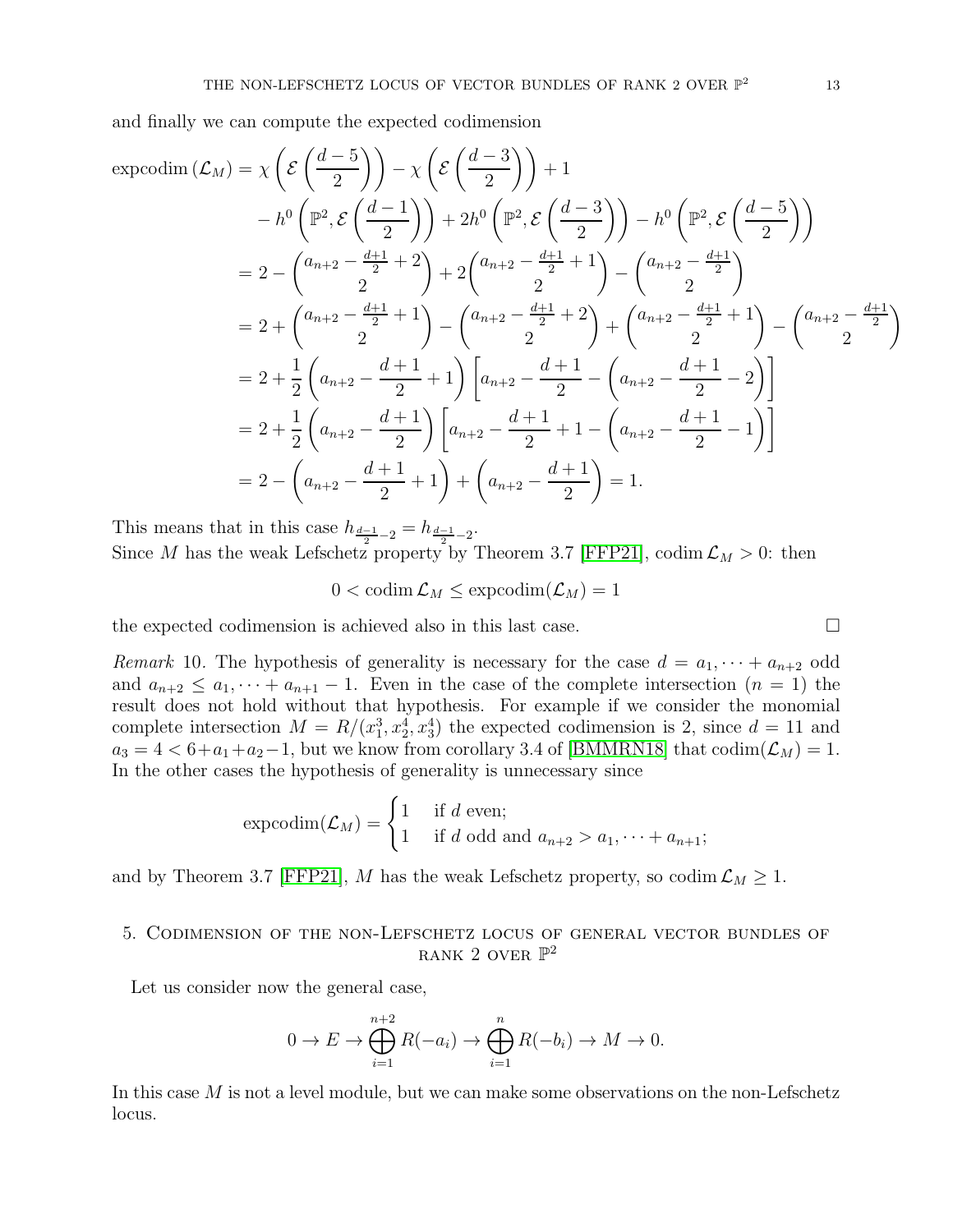and finally we can compute the expected codimension

$$
\begin{aligned}
\operatorname{expcodim}(\mathcal{L}_M) &= \chi\left(\mathcal{E}\left(\frac{d-5}{2}\right)\right) - \chi\left(\mathcal{E}\left(\frac{d-3}{2}\right)\right) + 1 \\
&\quad - h^0\left(\mathbb{P}^2, \mathcal{E}\left(\frac{d-1}{2}\right)\right) + 2h^0\left(\mathbb{P}^2, \mathcal{E}\left(\frac{d-3}{2}\right)\right) - h^0\left(\mathbb{P}^2, \mathcal{E}\left(\frac{d-5}{2}\right)\right) \\
&= 2 - \binom{a_{n+2} - \frac{d+1}{2} + 2}{2} + 2\binom{a_{n+2} - \frac{d+1}{2} + 1}{2} - \binom{a_{n+2} - \frac{d+1}{2}}{2} \\
&= 2 + \binom{a_{n+2} - \frac{d+1}{2} + 1}{2} - \binom{a_{n+2} - \frac{d+1}{2} + 2}{2} + \binom{a_{n+2} - \frac{d+1}{2} + 1}{2} - \binom{a_{n+2} - \frac{d+1}{2}}{2} \\
&= 2 + \frac{1}{2}\left(a_{n+2} - \frac{d+1}{2} + 1\right)\left[a_{n+2} - \frac{d+1}{2} - \left(a_{n+2} - \frac{d+1}{2} - 2\right)\right] \\
&= 2 + \frac{1}{2}\left(a_{n+2} - \frac{d+1}{2}\right)\left[a_{n+2} - \frac{d+1}{2} + 1 - \left(a_{n+2} - \frac{d+1}{2} - 1\right)\right] \\
&= 2 - \left(a_{n+2} - \frac{d+1}{2} + 1\right) + \left(a_{n+2} - \frac{d+1}{2}\right) = 1.
\end{aligned}
$$

This means that in this case $h_{\frac{d-1}{2}-2} = h_{\frac{d-1}{2}-2}$.
Since $M$ has the weak Lefschetz property by Theorem 3.7 [FFP21], $\operatorname{codim} \mathcal{L}_M > 0$: then

$$0 < \operatorname{codim} \mathcal{L}_M \leq \operatorname{expcodim}(\mathcal{L}_M) = 1$$

the expected codimension is achieved also in this last case. □

*Remark* 10. The hypothesis of generality is necessary for the case $d = a_1, \cdots + a_{n+2}$ odd and $a_{n+2} \leq a_1, \cdots + a_{n+1} - 1$. Even in the case of the complete intersection ($n = 1$) the result does not hold without that hypothesis. For example if we consider the monomial complete intersection $M = R/(x_1^3, x_2^4, x_3^4)$ the expected codimension is 2, since $d = 11$ and $a_3 = 4 < 6 + a_1 + a_2 - 1$, but we know from corollary 3.4 of [BMMRN18] that $\operatorname{codim}(\mathcal{L}_M) = 1$. In the other cases the hypothesis of generality is unnecessary since

$$\operatorname{expcodim}(\mathcal{L}_M) = \begin{cases} 1 & \text{if } d \text{ even;} \\ 1 & \text{if } d \text{ odd and } a_{n+2} > a_1, \cdots + a_{n+1}; \end{cases}$$

and by Theorem 3.7 [FFP21], $M$ has the weak Lefschetz property, so $\operatorname{codim} \mathcal{L}_M \geq 1$.

## 5. Codimension of the non-Lefschetz locus of general vector bundles of rank 2 over $\mathbb{P}^2$

Let us consider now the general case,

$$0 \to E \to \bigoplus_{i=1}^{n+2} R(-a_i) \to \bigoplus_{i=1}^{n} R(-b_i) \to M \to 0.$$

In this case $M$ is not a level module, but we can make some observations on the non-Lefschetz locus.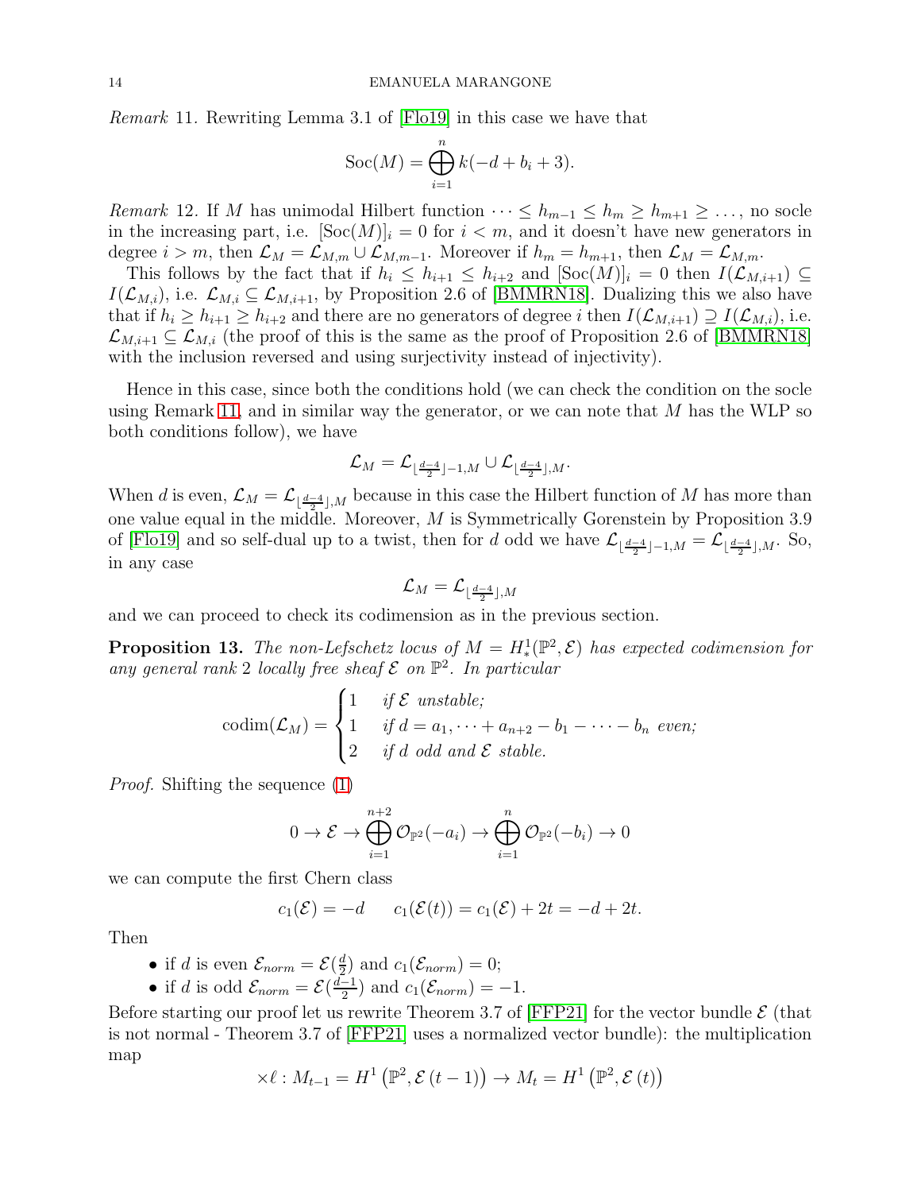*Remark* 11. Rewriting Lemma 3.1 of [Flo19] in this case we have that

$$\operatorname{Soc}(M)=\bigoplus_{i=1}^{n} k(-d+b_i+3).$$

*Remark* 12. If $M$ has unimodal Hilbert function $\cdots \leq h_{m-1} \leq h_m \geq h_{m+1} \geq \ldots$, no socle in the increasing part, i.e. $[\operatorname{Soc}(M)]_i = 0$ for $i < m$, and it doesn't have new generators in degree $i > m$, then $\mathcal{L}_M = \mathcal{L}_{M,m} \cup \mathcal{L}_{M,m-1}$. Moreover if $h_m = h_{m+1}$, then $\mathcal{L}_M = \mathcal{L}_{M,m}$.

This follows by the fact that if $h_i \leq h_{i+1} \leq h_{i+2}$ and $[\operatorname{Soc}(M)]_i = 0$ then $I(\mathcal{L}_{M,i+1}) \subseteq I(\mathcal{L}_{M,i})$, i.e. $\mathcal{L}_{M,i} \subseteq \mathcal{L}_{M,i+1}$, by Proposition 2.6 of [BMMRN18]. Dualizing this we also have that if $h_i \geq h_{i+1} \geq h_{i+2}$ and there are no generators of degree $i$ then $I(\mathcal{L}_{M,i+1}) \supseteq I(\mathcal{L}_{M,i})$, i.e. $\mathcal{L}_{M,i+1} \subseteq \mathcal{L}_{M,i}$ (the proof of this is the same as the proof of Proposition 2.6 of [BMMRN18] with the inclusion reversed and using surjectivity instead of injectivity).

Hence in this case, since both the conditions hold (we can check the condition on the socle using Remark 11, and in similar way the generator, or we can note that $M$ has the WLP so both conditions follow), we have

$$\mathcal{L}_M = \mathcal{L}_{\lfloor \frac{d-4}{2} \rfloor -1, M} \cup \mathcal{L}_{\lfloor \frac{d-4}{2} \rfloor, M}.$$

When $d$ is even, $\mathcal{L}_M = \mathcal{L}_{\lfloor \frac{d-4}{2} \rfloor, M}$ because in this case the Hilbert function of $M$ has more than one value equal in the middle. Moreover, $M$ is Symmetrically Gorenstein by Proposition 3.9 of [Flo19] and so self-dual up to a twist, then for $d$ odd we have $\mathcal{L}_{\lfloor \frac{d-4}{2} \rfloor -1, M} = \mathcal{L}_{\lfloor \frac{d-4}{2} \rfloor, M}$. So, in any case

$$\mathcal{L}_M = \mathcal{L}_{\lfloor \frac{d-4}{2} \rfloor, M}$$

and we can proceed to check its codimension as in the previous section.

**Proposition 13.** *The non-Lefschetz locus of $M = H^1_*(\mathbb{P}^2, \mathcal{E})$ has expected codimension for any general rank 2 locally free sheaf $\mathcal{E}$ on $\mathbb{P}^2$. In particular*

$$\operatorname{codim}(\mathcal{L}_M) = \begin{cases} 1 & \textit{if } \mathcal{E} \textit{ unstable;} \\ 1 & \textit{if } d = a_1, \cdots + a_{n+2} - b_1 - \cdots - b_n \textit{ even;} \\ 2 & \textit{if } d \textit{ odd and } \mathcal{E} \textit{ stable.} \end{cases}$$

*Proof.* Shifting the sequence (1)

$$0 \to \mathcal{E} \to \bigoplus_{i=1}^{n+2} \mathcal{O}_{\mathbb{P}^2}(-a_i) \to \bigoplus_{i=1}^{n} \mathcal{O}_{\mathbb{P}^2}(-b_i) \to 0$$

we can compute the first Chern class

$$c_1(\mathcal{E}) = -d \qquad c_1(\mathcal{E}(t)) = c_1(\mathcal{E}) + 2t = -d + 2t.$$

Then

- if $d$ is even $\mathcal{E}_{norm} = \mathcal{E}(\frac{d}{2})$ and $c_1(\mathcal{E}_{norm}) = 0$;
- if $d$ is odd $\mathcal{E}_{norm} = \mathcal{E}(\frac{d-1}{2})$ and $c_1(\mathcal{E}_{norm}) = -1$.

Before starting our proof let us rewrite Theorem 3.7 of [FFP21] for the vector bundle $\mathcal{E}$ (that is not normal - Theorem 3.7 of [FFP21] uses a normalized vector bundle): the multiplication map

$$\times \ell : M_{t-1} = H^1\left(\mathbb{P}^2, \mathcal{E}\left(t-1\right)\right) \to M_t = H^1\left(\mathbb{P}^2, \mathcal{E}\left(t\right)\right)$$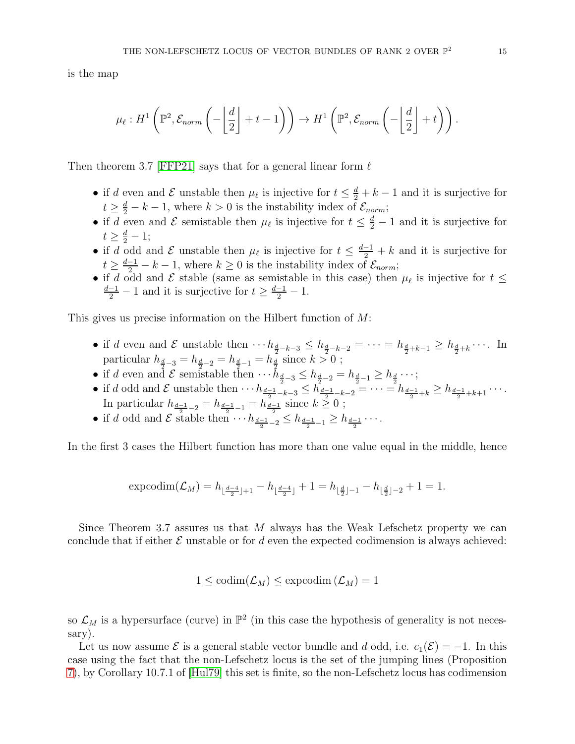is the map

$$\mu_\ell : H^1\left(\mathbb{P}^2, \mathcal{E}_{norm}\left(-\left\lfloor \frac{d}{2} \right\rfloor + t - 1\right)\right) \to H^1\left(\mathbb{P}^2, \mathcal{E}_{norm}\left(-\left\lfloor \frac{d}{2} \right\rfloor + t\right)\right).$$

Then theorem 3.7 [FFP21] says that for a general linear form $\ell$

- if $d$ even and $\mathcal{E}$ unstable then $\mu_\ell$ is injective for $t \leq \frac{d}{2} + k - 1$ and it is surjective for $t \geq \frac{d}{2} - k - 1$, where $k > 0$ is the instability index of $\mathcal{E}_{norm}$;
- if $d$ even and $\mathcal{E}$ semistable then $\mu_\ell$ is injective for $t \leq \frac{d}{2} - 1$ and it is surjective for $t \geq \frac{d}{2} - 1$;
- if $d$ odd and $\mathcal{E}$ unstable then $\mu_\ell$ is injective for $t \leq \frac{d-1}{2} + k$ and it is surjective for $t \geq \frac{d-1}{2} - k - 1$, where $k \geq 0$ is the instability index of $\mathcal{E}_{norm}$;
- if $d$ odd and $\mathcal{E}$ stable (same as semistable in this case) then $\mu_\ell$ is injective for $t \leq \frac{d-1}{2} - 1$ and it is surjective for $t \geq \frac{d-1}{2} - 1$.

This gives us precise information on the Hilbert function of $M$:

- if $d$ even and $\mathcal{E}$ unstable then $\cdots h_{\frac{d}{2}-k-3} \leq h_{\frac{d}{2}-k-2} = \cdots = h_{\frac{d}{2}+k-1} \geq h_{\frac{d}{2}+k} \cdots$. In particular $h_{\frac{d}{2}-3} = h_{\frac{d}{2}-2} = h_{\frac{d}{2}-1} = h_{\frac{d}{2}}$ since $k > 0$ ;
- if $d$ even and $\mathcal{E}$ semistable then $\cdots h_{\frac{d}{2}-3} \leq h_{\frac{d}{2}-2} = h_{\frac{d}{2}-1} \geq h_{\frac{d}{2}} \cdots$;
- if $d$ odd and $\mathcal{E}$ unstable then $\cdots h_{\frac{d-1}{2}-k-3} \leq h_{\frac{d-1}{2}-k-2} = \cdots = h_{\frac{d-1}{2}+k} \geq h_{\frac{d-1}{2}+k+1} \cdots$. In particular $h_{\frac{d-1}{2}-2} = h_{\frac{d-1}{2}-1} = h_{\frac{d-1}{2}}$ since $k \geq 0$ ;
- if $d$ odd and $\mathcal{E}$ stable then $\cdots h_{\frac{d-1}{2}-2} \leq h_{\frac{d-1}{2}-1} \geq h_{\frac{d-1}{2}} \cdots$.

In the first 3 cases the Hilbert function has more than one value equal in the middle, hence

$$\text{expcodim}(\mathcal{L}_M) = h_{\lfloor \frac{d-4}{2} \rfloor + 1} - h_{\lfloor \frac{d-4}{2} \rfloor} + 1 = h_{\lfloor \frac{d}{2} \rfloor - 1} - h_{\lfloor \frac{d}{2} \rfloor - 2} + 1 = 1.$$

Since Theorem 3.7 assures us that $M$ always has the Weak Lefschetz property we can conclude that if either $\mathcal{E}$ unstable or for $d$ even the expected codimension is always achieved:

$$1 \leq \text{codim}(\mathcal{L}_M) \leq \text{expcodim}(\mathcal{L}_M) = 1$$

so $\mathcal{L}_M$ is a hypersurface (curve) in $\mathbb{P}^2$ (in this case the hypothesis of generality is not necessary).

Let us now assume $\mathcal{E}$ is a general stable vector bundle and $d$ odd, i.e. $c_1(\mathcal{E}) = -1$. In this case using the fact that the non-Lefschetz locus is the set of the jumping lines (Proposition 7), by Corollary 10.7.1 of [Hul79] this set is finite, so the non-Lefschetz locus has codimension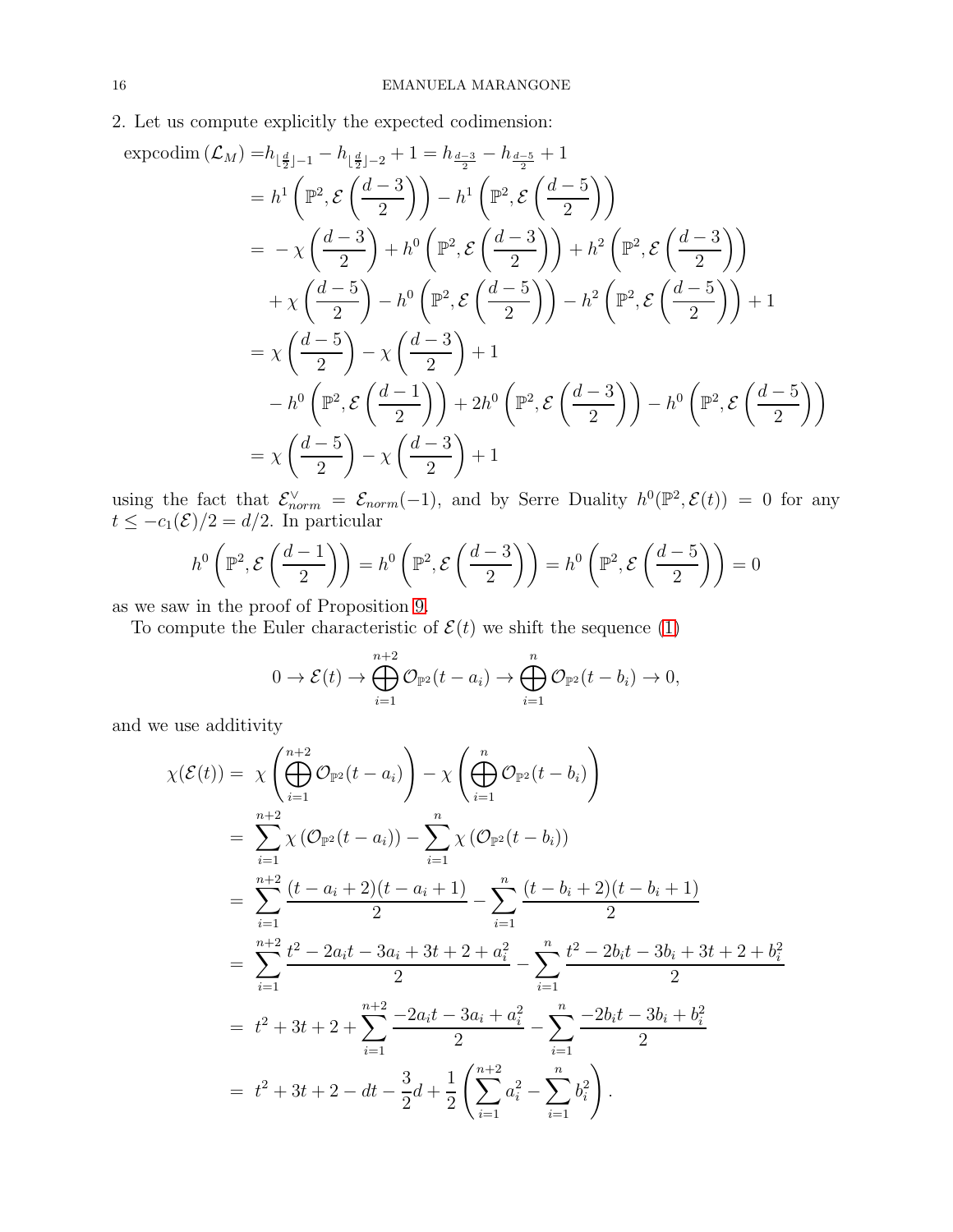2. Let us compute explicitly the expected codimension:

$$
\begin{aligned}
\operatorname{expcodim}(\mathcal{L}_M) =& h_{\lfloor \frac{d}{2} \rfloor -1} - h_{\lfloor \frac{d}{2} \rfloor -2} + 1 = h_{\frac{d-3}{2}} - h_{\frac{d-5}{2}} + 1 \\
=& h^1\left(\mathbb{P}^2, \mathcal{E}\left(\frac{d-3}{2}\right)\right) - h^1\left(\mathbb{P}^2, \mathcal{E}\left(\frac{d-5}{2}\right)\right) \\
=& -\chi\left(\frac{d-3}{2}\right) + h^0\left(\mathbb{P}^2, \mathcal{E}\left(\frac{d-3}{2}\right)\right) + h^2\left(\mathbb{P}^2, \mathcal{E}\left(\frac{d-3}{2}\right)\right) \\
&+ \chi\left(\frac{d-5}{2}\right) - h^0\left(\mathbb{P}^2, \mathcal{E}\left(\frac{d-5}{2}\right)\right) - h^2\left(\mathbb{P}^2, \mathcal{E}\left(\frac{d-5}{2}\right)\right) + 1 \\
=& \chi\left(\frac{d-5}{2}\right) - \chi\left(\frac{d-3}{2}\right) + 1 \\
&- h^0\left(\mathbb{P}^2, \mathcal{E}\left(\frac{d-1}{2}\right)\right) + 2h^0\left(\mathbb{P}^2, \mathcal{E}\left(\frac{d-3}{2}\right)\right) - h^0\left(\mathbb{P}^2, \mathcal{E}\left(\frac{d-5}{2}\right)\right) \\
=& \chi\left(\frac{d-5}{2}\right) - \chi\left(\frac{d-3}{2}\right) + 1
\end{aligned}
$$

using the fact that $\mathcal{E}_{norm}^{\vee} = \mathcal{E}_{norm}(-1)$, and by Serre Duality $h^0(\mathbb{P}^2, \mathcal{E}(t)) = 0$ for any $t \leq -c_1(\mathcal{E})/2 = d/2$. In particular

$$
h^0\left(\mathbb{P}^2, \mathcal{E}\left(\frac{d-1}{2}\right)\right) = h^0\left(\mathbb{P}^2, \mathcal{E}\left(\frac{d-3}{2}\right)\right) = h^0\left(\mathbb{P}^2, \mathcal{E}\left(\frac{d-5}{2}\right)\right) = 0
$$

as we saw in the proof of Proposition 9.

To compute the Euler characteristic of $\mathcal{E}(t)$ we shift the sequence (1)

$$
0 \to \mathcal{E}(t) \to \bigoplus_{i=1}^{n+2} \mathcal{O}_{\mathbb{P}^2}(t - a_i) \to \bigoplus_{i=1}^{n} \mathcal{O}_{\mathbb{P}^2}(t - b_i) \to 0,
$$

and we use additivity

$$
\begin{aligned}
\chi(\mathcal{E}(t)) =& \ \chi\left(\bigoplus_{i=1}^{n+2} \mathcal{O}_{\mathbb{P}^2}(t-a_i)\right) - \chi\left(\bigoplus_{i=1}^{n} \mathcal{O}_{\mathbb{P}^2}(t-b_i)\right) \\
=& \ \sum_{i=1}^{n+2} \chi\left(\mathcal{O}_{\mathbb{P}^2}(t-a_i)\right) - \sum_{i=1}^{n} \chi\left(\mathcal{O}_{\mathbb{P}^2}(t-b_i)\right) \\
=& \ \sum_{i=1}^{n+2} \frac{(t-a_i+2)(t-a_i+1)}{2} - \sum_{i=1}^{n} \frac{(t-b_i+2)(t-b_i+1)}{2} \\
=& \ \sum_{i=1}^{n+2} \frac{t^2 - 2a_i t - 3a_i + 3t + 2 + a_i^2}{2} - \sum_{i=1}^{n} \frac{t^2 - 2b_i t - 3b_i + 3t + 2 + b_i^2}{2} \\
=& \ t^2 + 3t + 2 + \sum_{i=1}^{n+2} \frac{-2a_i t - 3a_i + a_i^2}{2} - \sum_{i=1}^{n} \frac{-2b_i t - 3b_i + b_i^2}{2} \\
=& \ t^2 + 3t + 2 - dt - \frac{3}{2}d + \frac{1}{2}\left(\sum_{i=1}^{n+2} a_i^2 - \sum_{i=1}^{n} b_i^2\right).
\end{aligned}
$$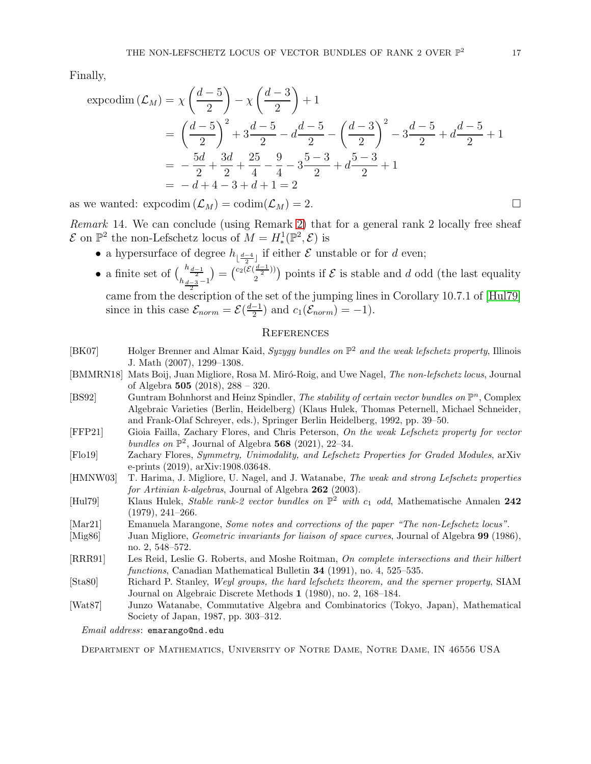Finally,

$$
\begin{aligned}
\operatorname{expcodim}(\mathcal{L}_M) &= \chi\left(\frac{d-5}{2}\right) - \chi\left(\frac{d-3}{2}\right) + 1 \\
&= \left(\frac{d-5}{2}\right)^2 + 3\frac{d-5}{2} - d\frac{d-5}{2} - \left(\frac{d-3}{2}\right)^2 - 3\frac{d-5}{2} + d\frac{d-5}{2} + 1 \\
&= -\frac{5d}{2} + \frac{3d}{2} + \frac{25}{4} - \frac{9}{4} - 3\frac{5-3}{2} + d\frac{5-3}{2} + 1 \\
&= -d + 4 - 3 + d + 1 = 2
\end{aligned}
$$

as we wanted: $\operatorname{expcodim}(\mathcal{L}_M) = \operatorname{codim}(\mathcal{L}_M) = 2$. □

*Remark* 14. We can conclude (using Remark 2) that for a general rank 2 locally free sheaf $\mathcal{E}$ on $\mathbb{P}^2$ the non-Lefschetz locus of $M = H^1_*(\mathbb{P}^2, \mathcal{E})$ is

- a hypersurface of degree $h_{\lfloor \frac{d-4}{2} \rfloor}$ if either $\mathcal{E}$ unstable or for $d$ even;
- a finite set of $\binom{h_{\frac{d-1}{2}}}{h_{\frac{d-3}{2}}-1} = \binom{c_2(\mathcal{E}(\frac{d-1}{2}))}{2}$ points if $\mathcal{E}$ is stable and $d$ odd (the last equality came from the description of the set of the jumping lines in Corollary 10.7.1 of [Hul79] since in this case $\mathcal{E}_{norm} = \mathcal{E}(\frac{d-1}{2})$ and $c_1(\mathcal{E}_{norm}) = -1$).

## References

[BK07] Holger Brenner and Almar Kaid, *Syzygy bundles on $\mathbb{P}^2$ and the weak lefschetz property*, Illinois J. Math (2007), 1299–1308.

[BMMRN18] Mats Boij, Juan Migliore, Rosa M. Miró-Roig, and Uwe Nagel, *The non-lefschetz locus*, Journal of Algebra **505** (2018), 288 – 320.

[BS92] Guntram Bohnhorst and Heinz Spindler, *The stability of certain vector bundles on $\mathbb{P}^n$*, Complex Algebraic Varieties (Berlin, Heidelberg) (Klaus Hulek, Thomas Peternell, Michael Schneider, and Frank-Olaf Schreyer, eds.), Springer Berlin Heidelberg, 1992, pp. 39–50.

[FFP21] Gioia Failla, Zachary Flores, and Chris Peterson, *On the weak Lefschetz property for vector bundles on $\mathbb{P}^2$*, Journal of Algebra **568** (2021), 22–34.

[Flo19] Zachary Flores, *Symmetry, Unimodality, and Lefschetz Properties for Graded Modules*, arXiv e-prints (2019), arXiv:1908.03648.

[HMNW03] T. Harima, J. Migliore, U. Nagel, and J. Watanabe, *The weak and strong Lefschetz properties for Artinian k-algebras*, Journal of Algebra **262** (2003).

[Hul79] Klaus Hulek, *Stable rank-2 vector bundles on $\mathbb{P}^2$ with $c_1$ odd*, Mathematische Annalen **242** (1979), 241–266.

[Mar21] Emanuela Marangone, *Some notes and corrections of the paper "The non-Lefschetz locus"*.

[Mig86] Juan Migliore, *Geometric invariants for liaison of space curves*, Journal of Algebra **99** (1986), no. 2, 548–572.

[RRR91] Les Reid, Leslie G. Roberts, and Moshe Roitman, *On complete intersections and their hilbert functions*, Canadian Mathematical Bulletin **34** (1991), no. 4, 525–535.

[Sta80] Richard P. Stanley, *Weyl groups, the hard lefschetz theorem, and the sperner property*, SIAM Journal on Algebraic Discrete Methods **1** (1980), no. 2, 168–184.

[Wat87] Junzo Watanabe, Commutative Algebra and Combinatorics (Tokyo, Japan), Mathematical Society of Japan, 1987, pp. 303–312.

*Email address*: emarango@nd.edu

Department of Mathematics, University of Notre Dame, Notre Dame, IN 46556 USA